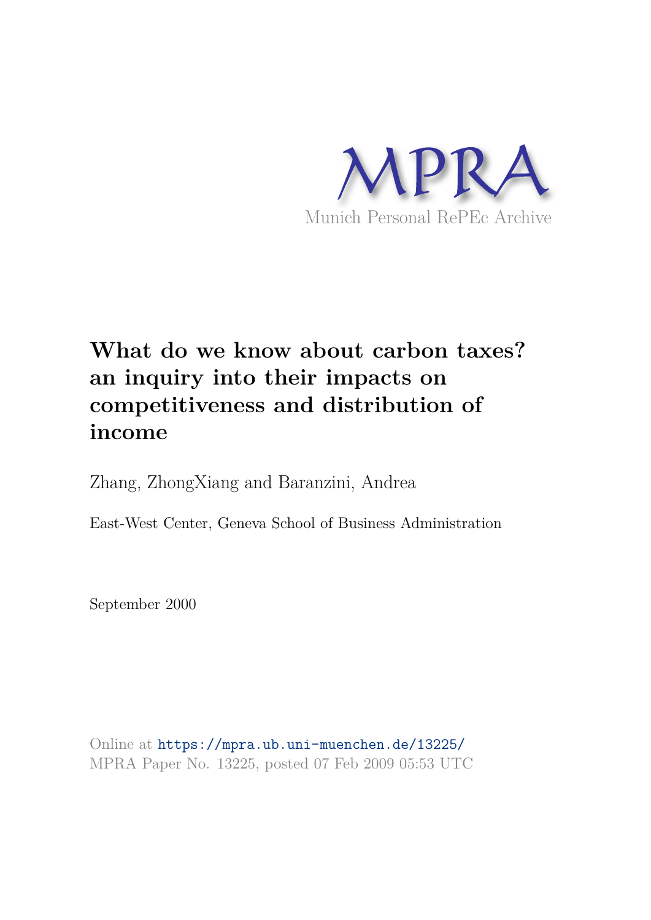MPRA

Munich Personal RePEc Archive

# What do we know about carbon taxes? an inquiry into their impacts on competitiveness and distribution of income

Zhang, ZhongXiang and Baranzini, Andrea

East-West Center, Geneva School of Business Administration

September 2000

Online at https://mpra.ub.uni-muenchen.de/13225/
MPRA Paper No. 13225, posted 07 Feb 2009 05:53 UTC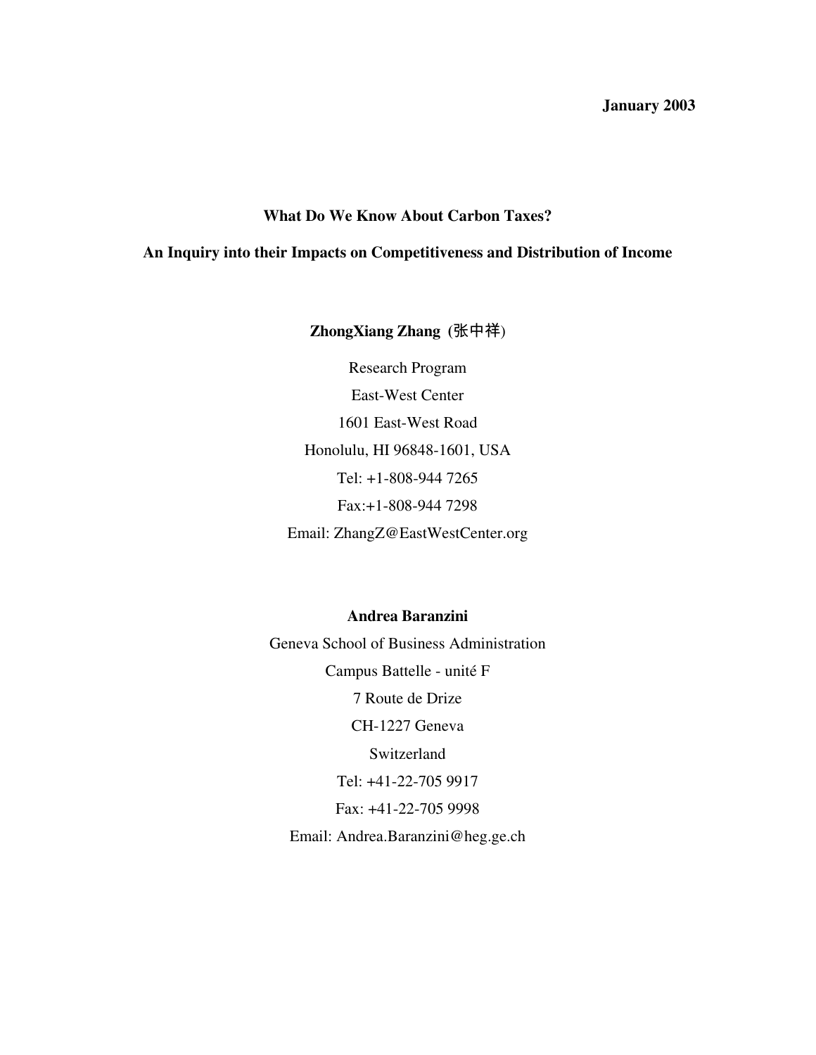**January 2003**

# What Do We Know About Carbon Taxes?

## An Inquiry into their Impacts on Competitiveness and Distribution of Income

**ZhongXiang Zhang (张中祥)**

Research Program

East-West Center

1601 East-West Road

Honolulu, HI 96848-1601, USA

Tel: +1-808-944 7265

Fax:+1-808-944 7298

Email: ZhangZ@EastWestCenter.org

**Andrea Baranzini**

Geneva School of Business Administration

Campus Battelle - unité F

7 Route de Drize

CH-1227 Geneva

Switzerland

Tel: +41-22-705 9917

Fax: +41-22-705 9998

Email: Andrea.Baranzini@heg.ge.ch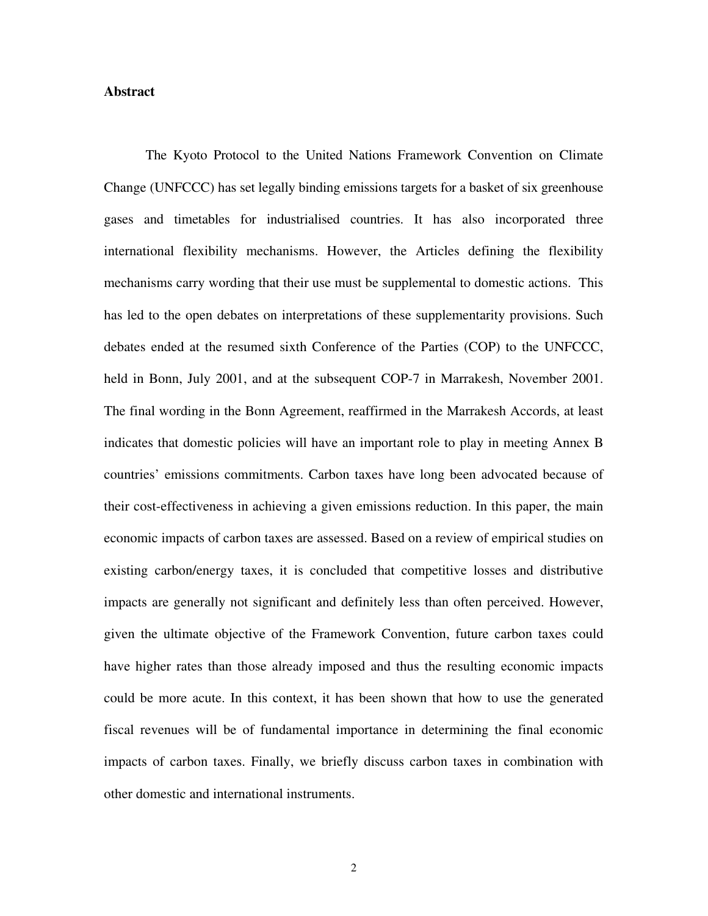**Abstract**

The Kyoto Protocol to the United Nations Framework Convention on Climate Change (UNFCCC) has set legally binding emissions targets for a basket of six greenhouse gases and timetables for industrialised countries. It has also incorporated three international flexibility mechanisms. However, the Articles defining the flexibility mechanisms carry wording that their use must be supplemental to domestic actions. This has led to the open debates on interpretations of these supplementarity provisions. Such debates ended at the resumed sixth Conference of the Parties (COP) to the UNFCCC, held in Bonn, July 2001, and at the subsequent COP-7 in Marrakesh, November 2001. The final wording in the Bonn Agreement, reaffirmed in the Marrakesh Accords, at least indicates that domestic policies will have an important role to play in meeting Annex B countries' emissions commitments. Carbon taxes have long been advocated because of their cost-effectiveness in achieving a given emissions reduction. In this paper, the main economic impacts of carbon taxes are assessed. Based on a review of empirical studies on existing carbon/energy taxes, it is concluded that competitive losses and distributive impacts are generally not significant and definitely less than often perceived. However, given the ultimate objective of the Framework Convention, future carbon taxes could have higher rates than those already imposed and thus the resulting economic impacts could be more acute. In this context, it has been shown that how to use the generated fiscal revenues will be of fundamental importance in determining the final economic impacts of carbon taxes. Finally, we briefly discuss carbon taxes in combination with other domestic and international instruments.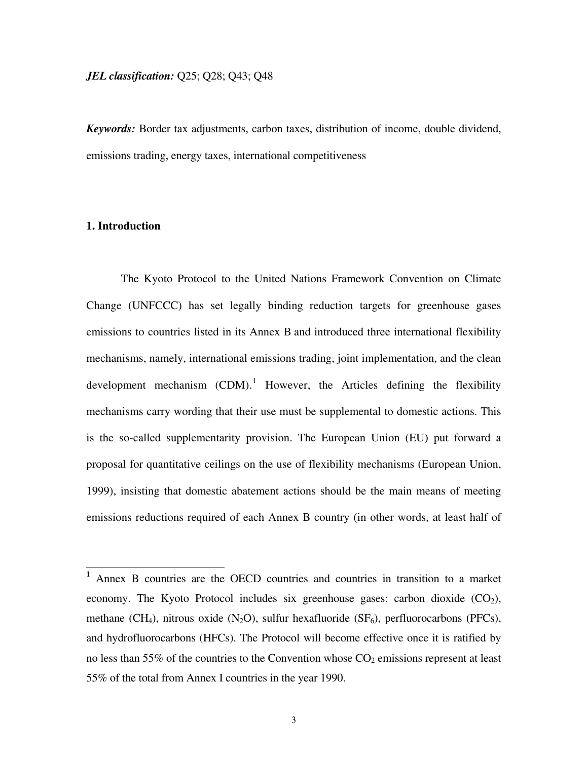***JEL classification:*** Q25; Q28; Q43; Q48

***Keywords:*** Border tax adjustments, carbon taxes, distribution of income, double dividend, emissions trading, energy taxes, international competitiveness

## 1. Introduction

The Kyoto Protocol to the United Nations Framework Convention on Climate Change (UNFCCC) has set legally binding reduction targets for greenhouse gases emissions to countries listed in its Annex B and introduced three international flexibility mechanisms, namely, international emissions trading, joint implementation, and the clean development mechanism (CDM).[1] However, the Articles defining the flexibility mechanisms carry wording that their use must be supplemental to domestic actions. This is the so-called supplementarity provision. The European Union (EU) put forward a proposal for quantitative ceilings on the use of flexibility mechanisms (European Union, 1999), insisting that domestic abatement actions should be the main means of meeting emissions reductions required of each Annex B country (in other words, at least half of

---

[1] Annex B countries are the OECD countries and countries in transition to a market economy. The Kyoto Protocol includes six greenhouse gases: carbon dioxide ($CO_2$), methane ($CH_4$), nitrous oxide ($N_2O$), sulfur hexafluoride ($SF_6$), perfluorocarbons (PFCs), and hydrofluorocarbons (HFCs). The Protocol will become effective once it is ratified by no less than 55% of the countries to the Convention whose $CO_2$ emissions represent at least 55% of the total from Annex I countries in the year 1990.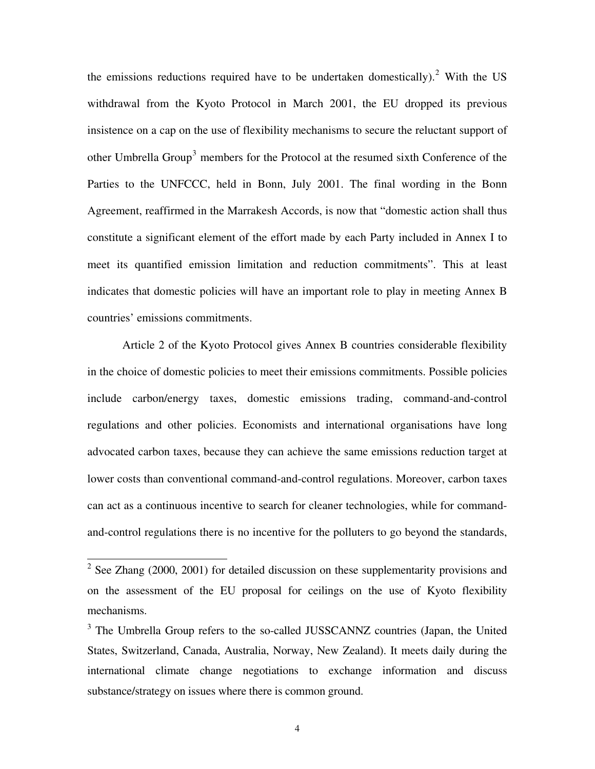the emissions reductions required have to be undertaken domestically).[2] With the US withdrawal from the Kyoto Protocol in March 2001, the EU dropped its previous insistence on a cap on the use of flexibility mechanisms to secure the reluctant support of other Umbrella Group[3] members for the Protocol at the resumed sixth Conference of the Parties to the UNFCCC, held in Bonn, July 2001. The final wording in the Bonn Agreement, reaffirmed in the Marrakesh Accords, is now that "domestic action shall thus constitute a significant element of the effort made by each Party included in Annex I to meet its quantified emission limitation and reduction commitments". This at least indicates that domestic policies will have an important role to play in meeting Annex B countries' emissions commitments.

Article 2 of the Kyoto Protocol gives Annex B countries considerable flexibility in the choice of domestic policies to meet their emissions commitments. Possible policies include carbon/energy taxes, domestic emissions trading, command-and-control regulations and other policies. Economists and international organisations have long advocated carbon taxes, because they can achieve the same emissions reduction target at lower costs than conventional command-and-control regulations. Moreover, carbon taxes can act as a continuous incentive to search for cleaner technologies, while for command-and-control regulations there is no incentive for the polluters to go beyond the standards,

---

[2] See Zhang (2000, 2001) for detailed discussion on these supplementarity provisions and on the assessment of the EU proposal for ceilings on the use of Kyoto flexibility mechanisms.

[3] The Umbrella Group refers to the so-called JUSSCANNZ countries (Japan, the United States, Switzerland, Canada, Australia, Norway, New Zealand). It meets daily during the international climate change negotiations to exchange information and discuss substance/strategy on issues where there is common ground.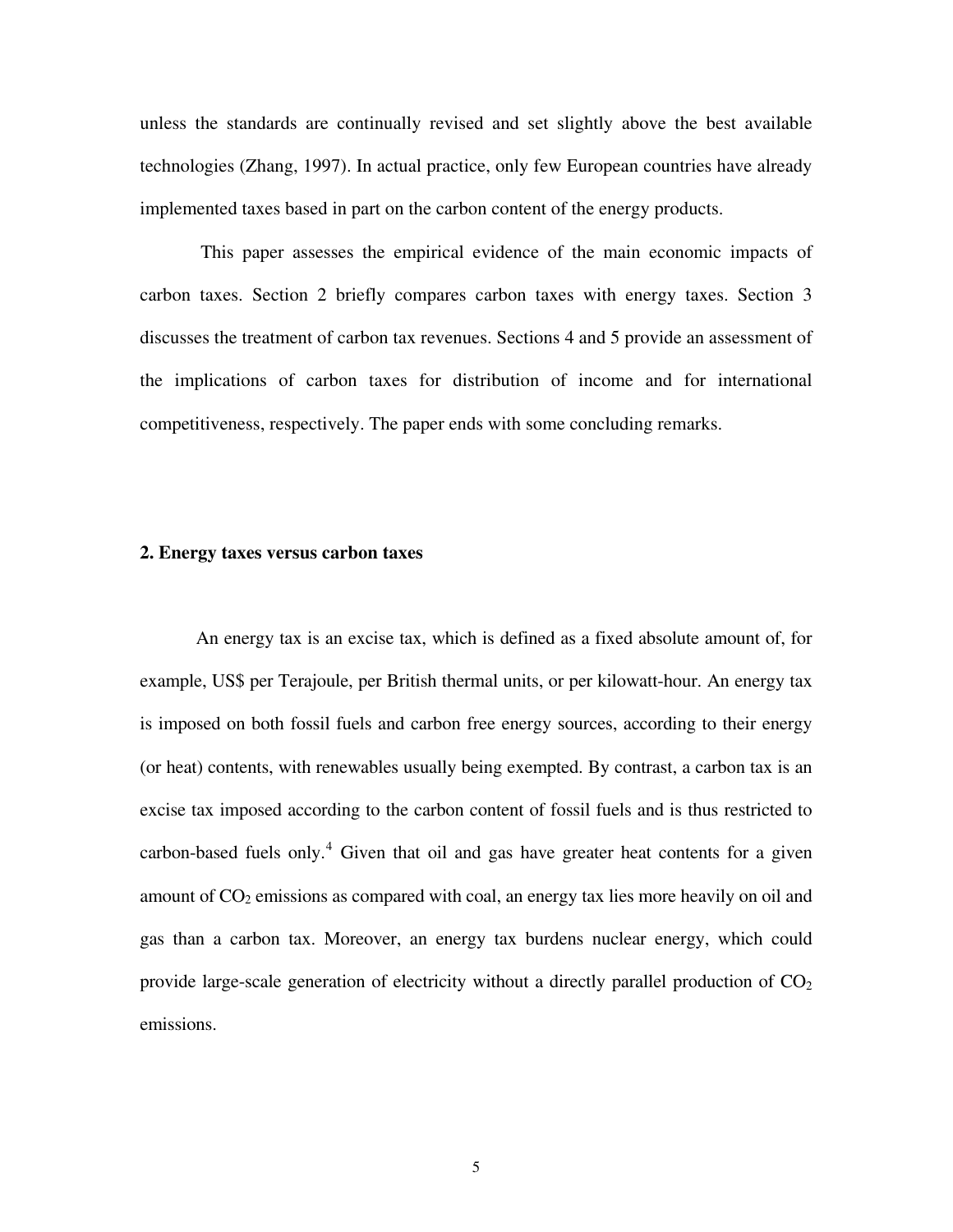unless the standards are continually revised and set slightly above the best available technologies (Zhang, 1997). In actual practice, only few European countries have already implemented taxes based in part on the carbon content of the energy products.

This paper assesses the empirical evidence of the main economic impacts of carbon taxes. Section 2 briefly compares carbon taxes with energy taxes. Section 3 discusses the treatment of carbon tax revenues. Sections 4 and 5 provide an assessment of the implications of carbon taxes for distribution of income and for international competitiveness, respectively. The paper ends with some concluding remarks.

## 2. Energy taxes versus carbon taxes

An energy tax is an excise tax, which is defined as a fixed absolute amount of, for example, US$ per Terajoule, per British thermal units, or per kilowatt-hour. An energy tax is imposed on both fossil fuels and carbon free energy sources, according to their energy (or heat) contents, with renewables usually being exempted. By contrast, a carbon tax is an excise tax imposed according to the carbon content of fossil fuels and is thus restricted to carbon-based fuels only.[4] Given that oil and gas have greater heat contents for a given amount of $CO_2$ emissions as compared with coal, an energy tax lies more heavily on oil and gas than a carbon tax. Moreover, an energy tax burdens nuclear energy, which could provide large-scale generation of electricity without a directly parallel production of $CO_2$ emissions.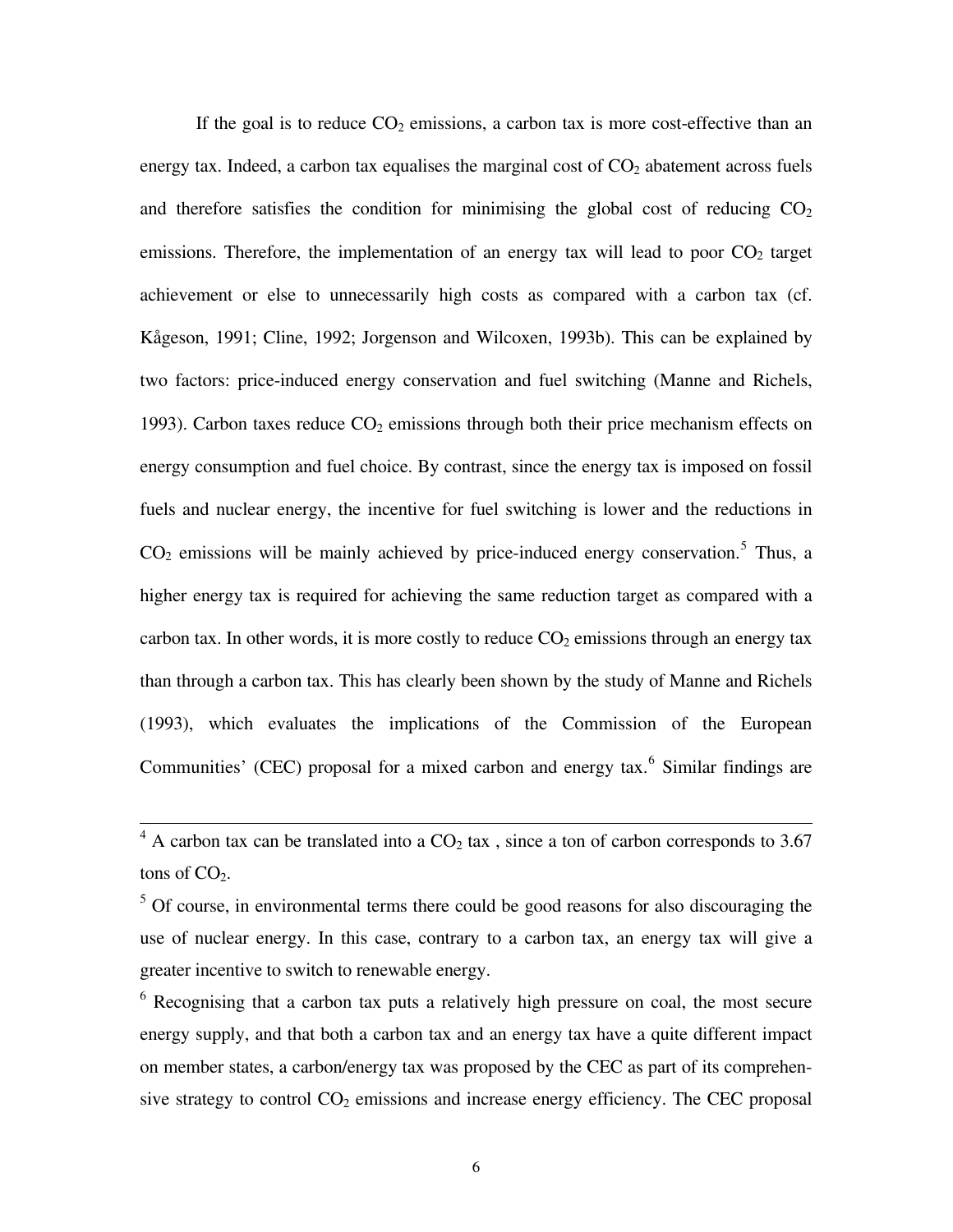If the goal is to reduce $CO_2$ emissions, a carbon tax is more cost-effective than an energy tax. Indeed, a carbon tax equalises the marginal cost of $CO_2$ abatement across fuels and therefore satisfies the condition for minimising the global cost of reducing $CO_2$ emissions. Therefore, the implementation of an energy tax will lead to poor $CO_2$ target achievement or else to unnecessarily high costs as compared with a carbon tax (cf. Kågeson, 1991; Cline, 1992; Jorgenson and Wilcoxen, 1993b). This can be explained by two factors: price-induced energy conservation and fuel switching (Manne and Richels, 1993). Carbon taxes reduce $CO_2$ emissions through both their price mechanism effects on energy consumption and fuel choice. By contrast, since the energy tax is imposed on fossil fuels and nuclear energy, the incentive for fuel switching is lower and the reductions in $CO_2$ emissions will be mainly achieved by price-induced energy conservation.[5] Thus, a higher energy tax is required for achieving the same reduction target as compared with a carbon tax. In other words, it is more costly to reduce $CO_2$ emissions through an energy tax than through a carbon tax. This has clearly been shown by the study of Manne and Richels (1993), which evaluates the implications of the Commission of the European Communities' (CEC) proposal for a mixed carbon and energy tax.[6] Similar findings are

---

[4] A carbon tax can be translated into a $CO_2$ tax , since a ton of carbon corresponds to 3.67 tons of $CO_2$.

[5] Of course, in environmental terms there could be good reasons for also discouraging the use of nuclear energy. In this case, contrary to a carbon tax, an energy tax will give a greater incentive to switch to renewable energy.

[6] Recognising that a carbon tax puts a relatively high pressure on coal, the most secure energy supply, and that both a carbon tax and an energy tax have a quite different impact on member states, a carbon/energy tax was proposed by the CEC as part of its comprehensive strategy to control $CO_2$ emissions and increase energy efficiency. The CEC proposal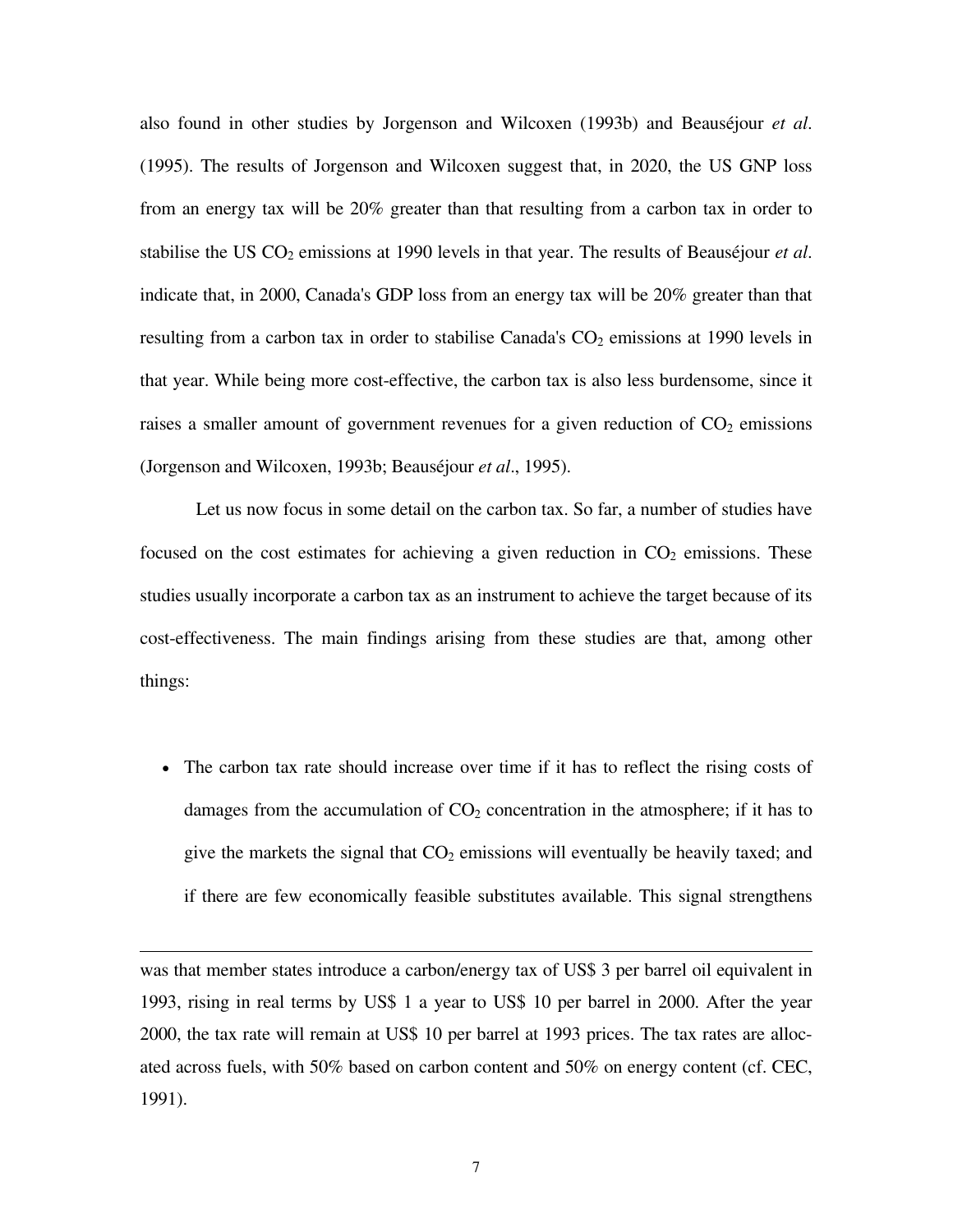also found in other studies by Jorgenson and Wilcoxen (1993b) and Beauséjour *et al*. (1995). The results of Jorgenson and Wilcoxen suggest that, in 2020, the US GNP loss from an energy tax will be 20% greater than that resulting from a carbon tax in order to stabilise the US $CO_2$ emissions at 1990 levels in that year. The results of Beauséjour *et al*. indicate that, in 2000, Canada's GDP loss from an energy tax will be 20% greater than that resulting from a carbon tax in order to stabilise Canada's $CO_2$ emissions at 1990 levels in that year. While being more cost-effective, the carbon tax is also less burdensome, since it raises a smaller amount of government revenues for a given reduction of $CO_2$ emissions (Jorgenson and Wilcoxen, 1993b; Beauséjour *et al*., 1995).

Let us now focus in some detail on the carbon tax. So far, a number of studies have focused on the cost estimates for achieving a given reduction in $CO_2$ emissions. These studies usually incorporate a carbon tax as an instrument to achieve the target because of its cost-effectiveness. The main findings arising from these studies are that, among other things:

- The carbon tax rate should increase over time if it has to reflect the rising costs of damages from the accumulation of $CO_2$ concentration in the atmosphere; if it has to give the markets the signal that $CO_2$ emissions will eventually be heavily taxed; and if there are few economically feasible substitutes available. This signal strengthens

---

was that member states introduce a carbon/energy tax of US$ 3 per barrel oil equivalent in 1993, rising in real terms by US$ 1 a year to US$ 10 per barrel in 2000. After the year 2000, the tax rate will remain at US$ 10 per barrel at 1993 prices. The tax rates are allocated across fuels, with 50% based on carbon content and 50% on energy content (cf. CEC, 1991).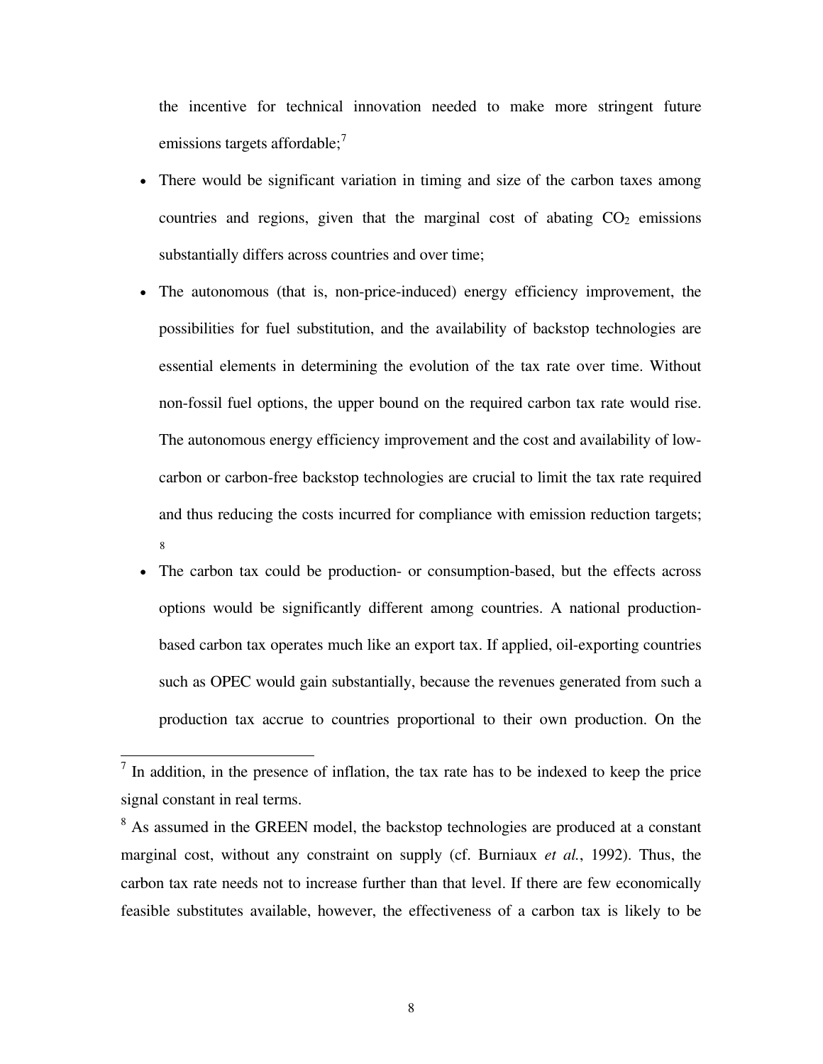the incentive for technical innovation needed to make more stringent future emissions targets affordable;[7]

- There would be significant variation in timing and size of the carbon taxes among countries and regions, given that the marginal cost of abating $CO_2$ emissions substantially differs across countries and over time;
- The autonomous (that is, non-price-induced) energy efficiency improvement, the possibilities for fuel substitution, and the availability of backstop technologies are essential elements in determining the evolution of the tax rate over time. Without non-fossil fuel options, the upper bound on the required carbon tax rate would rise. The autonomous energy efficiency improvement and the cost and availability of low-carbon or carbon-free backstop technologies are crucial to limit the tax rate required and thus reducing the costs incurred for compliance with emission reduction targets; [8]
- The carbon tax could be production- or consumption-based, but the effects across options would be significantly different among countries. A national production-based carbon tax operates much like an export tax. If applied, oil-exporting countries such as OPEC would gain substantially, because the revenues generated from such a production tax accrue to countries proportional to their own production. On the

---

[7] In addition, in the presence of inflation, the tax rate has to be indexed to keep the price signal constant in real terms.

[8] As assumed in the GREEN model, the backstop technologies are produced at a constant marginal cost, without any constraint on supply (cf. Burniaux *et al.*, 1992). Thus, the carbon tax rate needs not to increase further than that level. If there are few economically feasible substitutes available, however, the effectiveness of a carbon tax is likely to be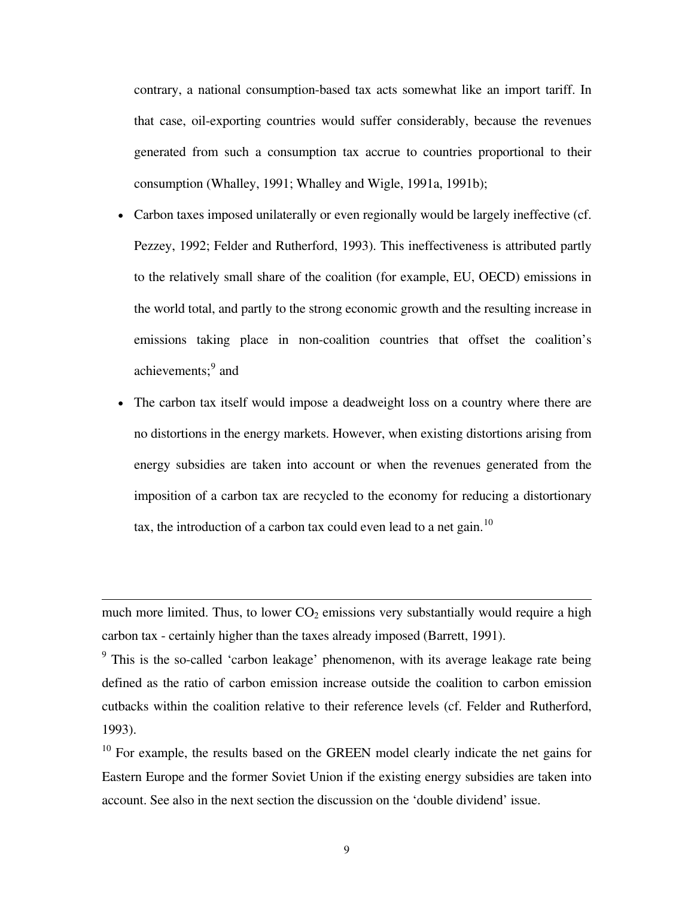contrary, a national consumption-based tax acts somewhat like an import tariff. In that case, oil-exporting countries would suffer considerably, because the revenues generated from such a consumption tax accrue to countries proportional to their consumption (Whalley, 1991; Whalley and Wigle, 1991a, 1991b);

- Carbon taxes imposed unilaterally or even regionally would be largely ineffective (cf. Pezzey, 1992; Felder and Rutherford, 1993). This ineffectiveness is attributed partly to the relatively small share of the coalition (for example, EU, OECD) emissions in the world total, and partly to the strong economic growth and the resulting increase in emissions taking place in non-coalition countries that offset the coalition's achievements;[9] and
- The carbon tax itself would impose a deadweight loss on a country where there are no distortions in the energy markets. However, when existing distortions arising from energy subsidies are taken into account or when the revenues generated from the imposition of a carbon tax are recycled to the economy for reducing a distortionary tax, the introduction of a carbon tax could even lead to a net gain.[10]

---

much more limited. Thus, to lower $CO_2$ emissions very substantially would require a high carbon tax - certainly higher than the taxes already imposed (Barrett, 1991).

[9] This is the so-called 'carbon leakage' phenomenon, with its average leakage rate being defined as the ratio of carbon emission increase outside the coalition to carbon emission cutbacks within the coalition relative to their reference levels (cf. Felder and Rutherford, 1993).

[10] For example, the results based on the GREEN model clearly indicate the net gains for Eastern Europe and the former Soviet Union if the existing energy subsidies are taken into account. See also in the next section the discussion on the 'double dividend' issue.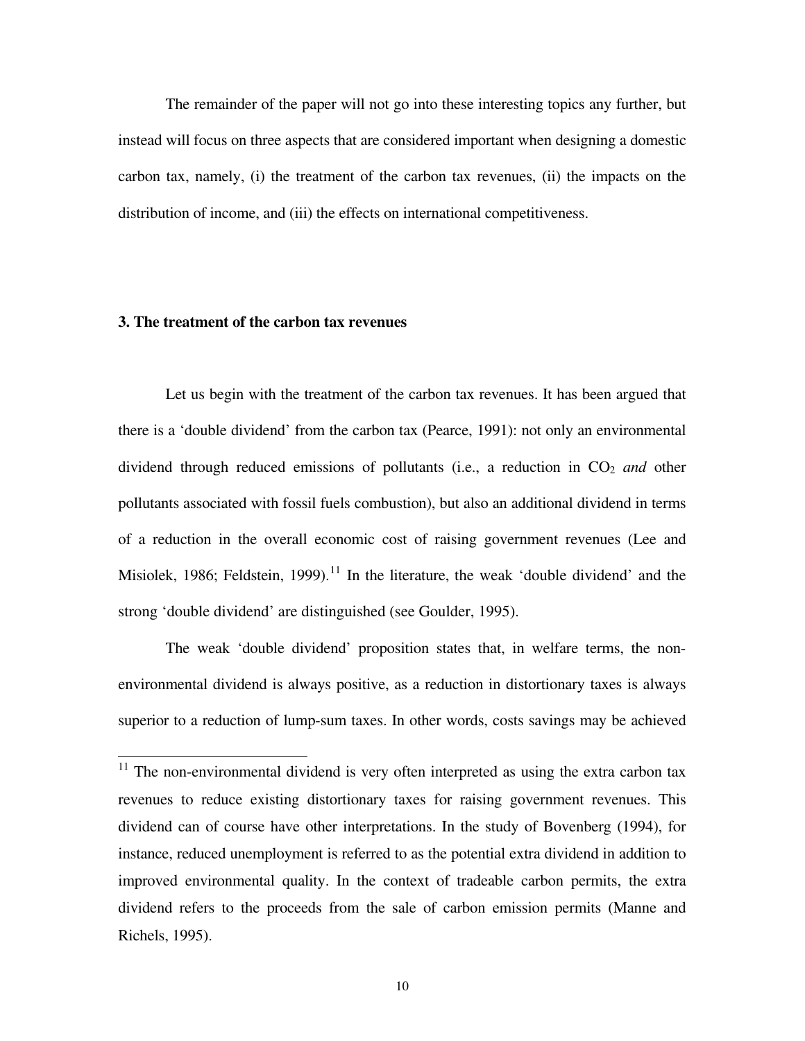The remainder of the paper will not go into these interesting topics any further, but instead will focus on three aspects that are considered important when designing a domestic carbon tax, namely, (i) the treatment of the carbon tax revenues, (ii) the impacts on the distribution of income, and (iii) the effects on international competitiveness.

## 3. The treatment of the carbon tax revenues

Let us begin with the treatment of the carbon tax revenues. It has been argued that there is a 'double dividend' from the carbon tax (Pearce, 1991): not only an environmental dividend through reduced emissions of pollutants (i.e., a reduction in $CO_2$ *and* other pollutants associated with fossil fuels combustion), but also an additional dividend in terms of a reduction in the overall economic cost of raising government revenues (Lee and Misiolek, 1986; Feldstein, 1999).[11] In the literature, the weak 'double dividend' and the strong 'double dividend' are distinguished (see Goulder, 1995).

The weak 'double dividend' proposition states that, in welfare terms, the non-environmental dividend is always positive, as a reduction in distortionary taxes is always superior to a reduction of lump-sum taxes. In other words, costs savings may be achieved

[11] The non-environmental dividend is very often interpreted as using the extra carbon tax revenues to reduce existing distortionary taxes for raising government revenues. This dividend can of course have other interpretations. In the study of Bovenberg (1994), for instance, reduced unemployment is referred to as the potential extra dividend in addition to improved environmental quality. In the context of tradeable carbon permits, the extra dividend refers to the proceeds from the sale of carbon emission permits (Manne and Richels, 1995).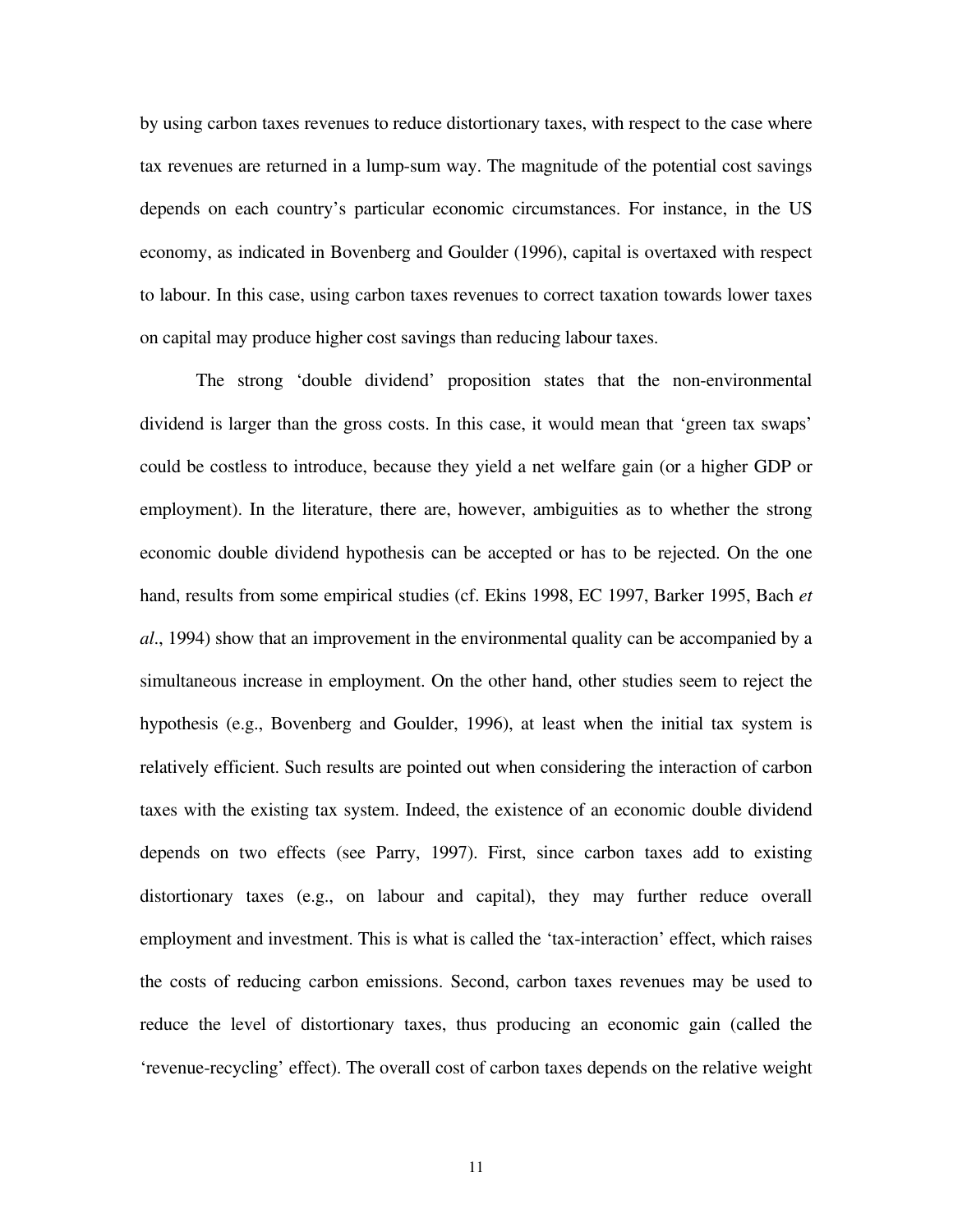by using carbon taxes revenues to reduce distortionary taxes, with respect to the case where tax revenues are returned in a lump-sum way. The magnitude of the potential cost savings depends on each country's particular economic circumstances. For instance, in the US economy, as indicated in Bovenberg and Goulder (1996), capital is overtaxed with respect to labour. In this case, using carbon taxes revenues to correct taxation towards lower taxes on capital may produce higher cost savings than reducing labour taxes.

The strong 'double dividend' proposition states that the non-environmental dividend is larger than the gross costs. In this case, it would mean that 'green tax swaps' could be costless to introduce, because they yield a net welfare gain (or a higher GDP or employment). In the literature, there are, however, ambiguities as to whether the strong economic double dividend hypothesis can be accepted or has to be rejected. On the one hand, results from some empirical studies (cf. Ekins 1998, EC 1997, Barker 1995, Bach *et al*., 1994) show that an improvement in the environmental quality can be accompanied by a simultaneous increase in employment. On the other hand, other studies seem to reject the hypothesis (e.g., Bovenberg and Goulder, 1996), at least when the initial tax system is relatively efficient. Such results are pointed out when considering the interaction of carbon taxes with the existing tax system. Indeed, the existence of an economic double dividend depends on two effects (see Parry, 1997). First, since carbon taxes add to existing distortionary taxes (e.g., on labour and capital), they may further reduce overall employment and investment. This is what is called the 'tax-interaction' effect, which raises the costs of reducing carbon emissions. Second, carbon taxes revenues may be used to reduce the level of distortionary taxes, thus producing an economic gain (called the 'revenue-recycling' effect). The overall cost of carbon taxes depends on the relative weight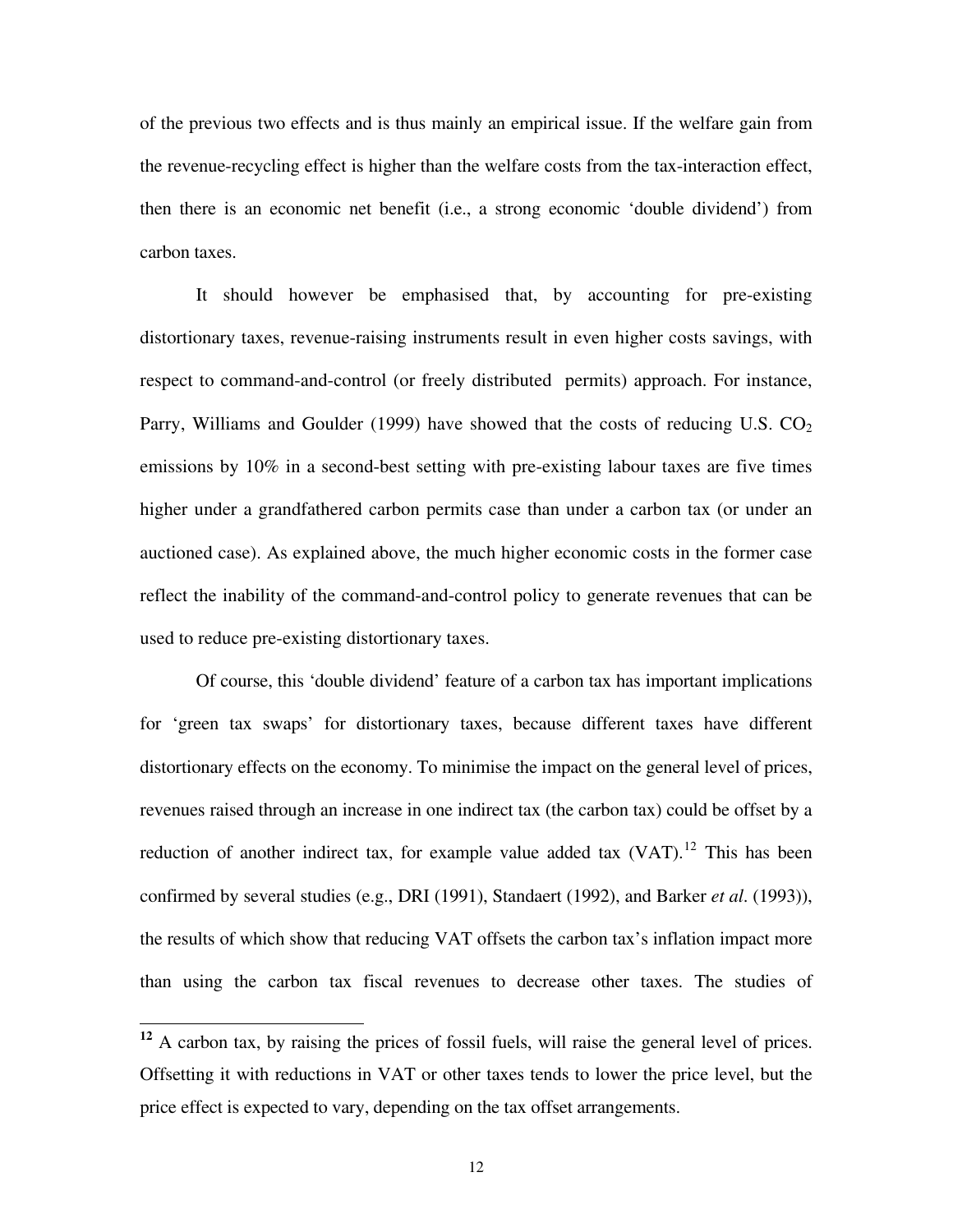of the previous two effects and is thus mainly an empirical issue. If the welfare gain from the revenue-recycling effect is higher than the welfare costs from the tax-interaction effect, then there is an economic net benefit (i.e., a strong economic 'double dividend') from carbon taxes.

It should however be emphasised that, by accounting for pre-existing distortionary taxes, revenue-raising instruments result in even higher costs savings, with respect to command-and-control (or freely distributed permits) approach. For instance, Parry, Williams and Goulder (1999) have showed that the costs of reducing U.S. $CO_2$ emissions by 10% in a second-best setting with pre-existing labour taxes are five times higher under a grandfathered carbon permits case than under a carbon tax (or under an auctioned case). As explained above, the much higher economic costs in the former case reflect the inability of the command-and-control policy to generate revenues that can be used to reduce pre-existing distortionary taxes.

Of course, this 'double dividend' feature of a carbon tax has important implications for 'green tax swaps' for distortionary taxes, because different taxes have different distortionary effects on the economy. To minimise the impact on the general level of prices, revenues raised through an increase in one indirect tax (the carbon tax) could be offset by a reduction of another indirect tax, for example value added tax (VAT).[12] This has been confirmed by several studies (e.g., DRI (1991), Standaert (1992), and Barker *et al*. (1993)), the results of which show that reducing VAT offsets the carbon tax's inflation impact more than using the carbon tax fiscal revenues to decrease other taxes. The studies of

---

[12] A carbon tax, by raising the prices of fossil fuels, will raise the general level of prices. Offsetting it with reductions in VAT or other taxes tends to lower the price level, but the price effect is expected to vary, depending on the tax offset arrangements.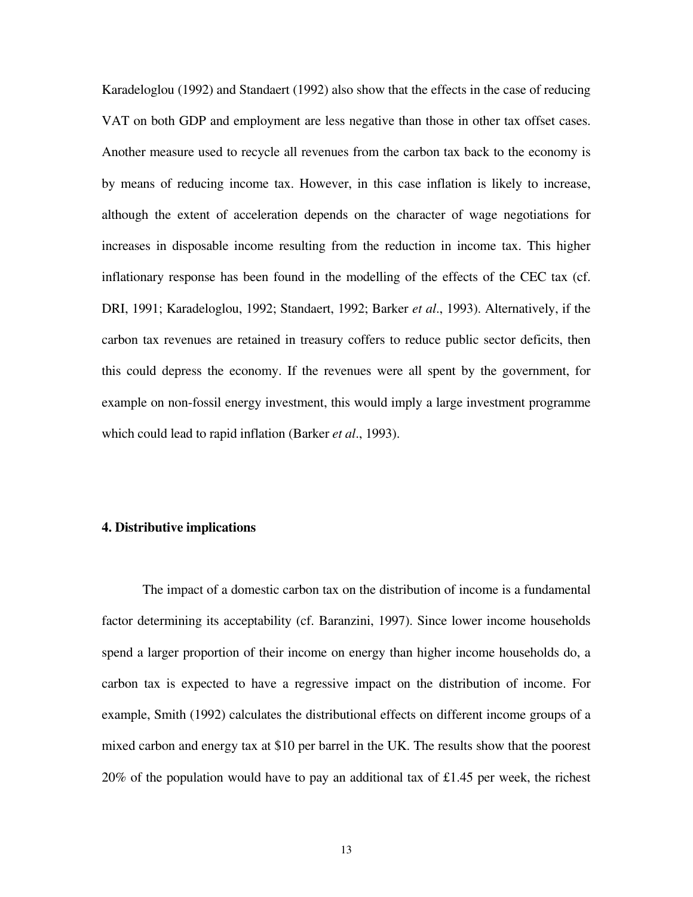Karadeloglou (1992) and Standaert (1992) also show that the effects in the case of reducing VAT on both GDP and employment are less negative than those in other tax offset cases. Another measure used to recycle all revenues from the carbon tax back to the economy is by means of reducing income tax. However, in this case inflation is likely to increase, although the extent of acceleration depends on the character of wage negotiations for increases in disposable income resulting from the reduction in income tax. This higher inflationary response has been found in the modelling of the effects of the CEC tax (cf. DRI, 1991; Karadeloglou, 1992; Standaert, 1992; Barker *et al*., 1993). Alternatively, if the carbon tax revenues are retained in treasury coffers to reduce public sector deficits, then this could depress the economy. If the revenues were all spent by the government, for example on non-fossil energy investment, this would imply a large investment programme which could lead to rapid inflation (Barker *et al*., 1993).

## 4. Distributive implications

The impact of a domestic carbon tax on the distribution of income is a fundamental factor determining its acceptability (cf. Baranzini, 1997). Since lower income households spend a larger proportion of their income on energy than higher income households do, a carbon tax is expected to have a regressive impact on the distribution of income. For example, Smith (1992) calculates the distributional effects on different income groups of a mixed carbon and energy tax at $10 per barrel in the UK. The results show that the poorest 20% of the population would have to pay an additional tax of £1.45 per week, the richest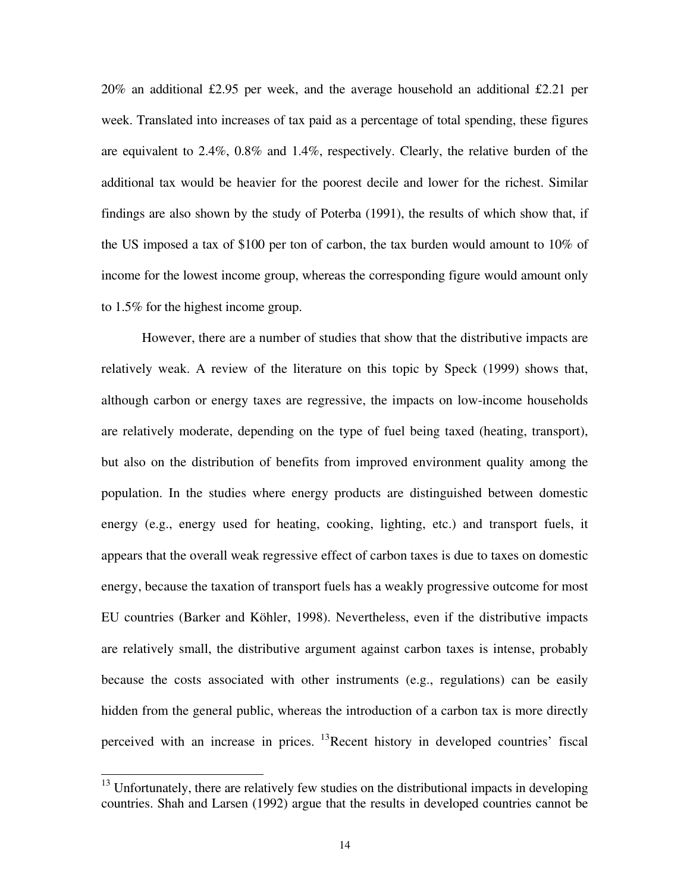20% an additional £2.95 per week, and the average household an additional £2.21 per week. Translated into increases of tax paid as a percentage of total spending, these figures are equivalent to 2.4%, 0.8% and 1.4%, respectively. Clearly, the relative burden of the additional tax would be heavier for the poorest decile and lower for the richest. Similar findings are also shown by the study of Poterba (1991), the results of which show that, if the US imposed a tax of $100 per ton of carbon, the tax burden would amount to 10% of income for the lowest income group, whereas the corresponding figure would amount only to 1.5% for the highest income group.

However, there are a number of studies that show that the distributive impacts are relatively weak. A review of the literature on this topic by Speck (1999) shows that, although carbon or energy taxes are regressive, the impacts on low-income households are relatively moderate, depending on the type of fuel being taxed (heating, transport), but also on the distribution of benefits from improved environment quality among the population. In the studies where energy products are distinguished between domestic energy (e.g., energy used for heating, cooking, lighting, etc.) and transport fuels, it appears that the overall weak regressive effect of carbon taxes is due to taxes on domestic energy, because the taxation of transport fuels has a weakly progressive outcome for most EU countries (Barker and Köhler, 1998). Nevertheless, even if the distributive impacts are relatively small, the distributive argument against carbon taxes is intense, probably because the costs associated with other instruments (e.g., regulations) can be easily hidden from the general public, whereas the introduction of a carbon tax is more directly perceived with an increase in prices. [13]Recent history in developed countries' fiscal

[13] Unfortunately, there are relatively few studies on the distributional impacts in developing countries. Shah and Larsen (1992) argue that the results in developed countries cannot be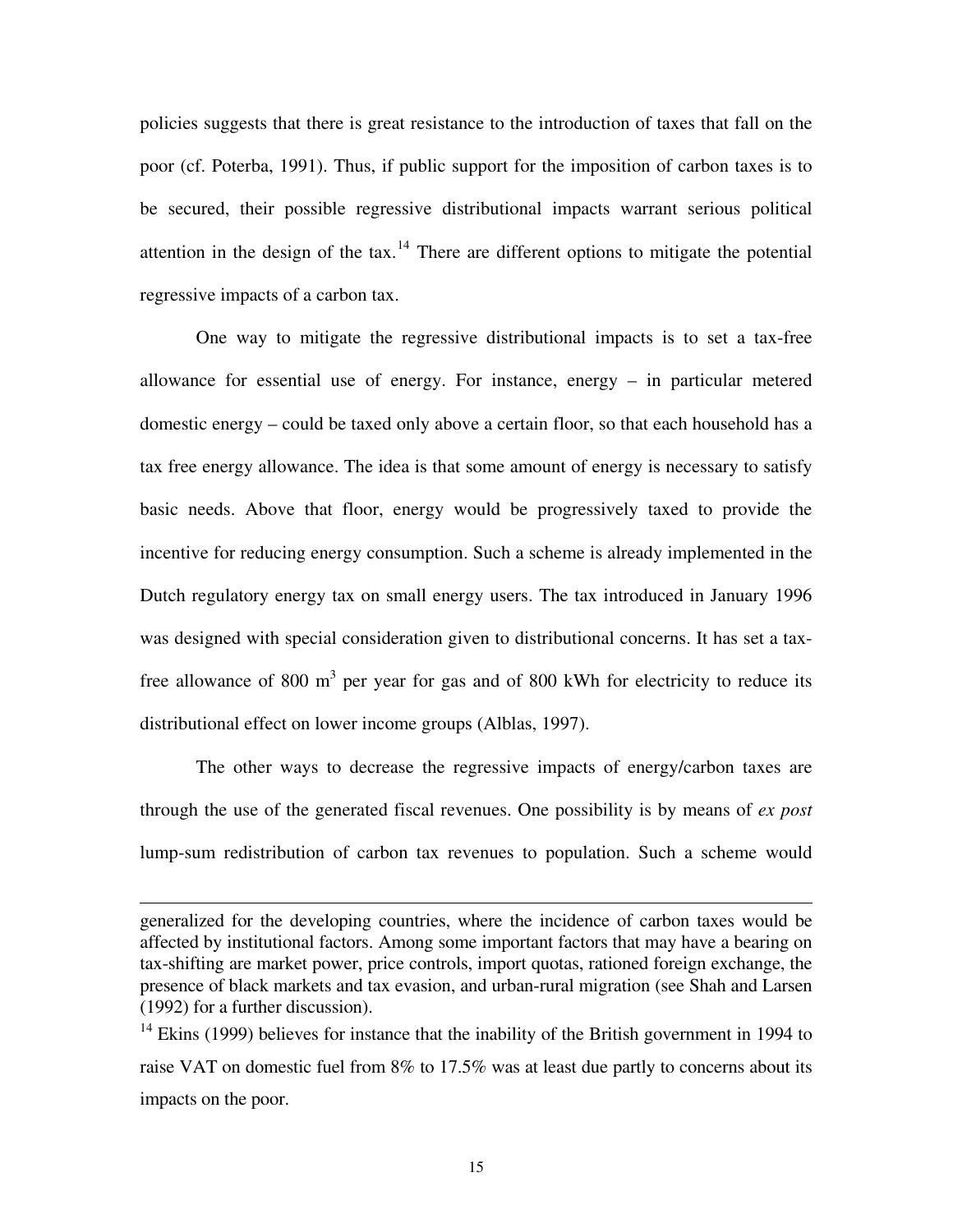policies suggests that there is great resistance to the introduction of taxes that fall on the poor (cf. Poterba, 1991). Thus, if public support for the imposition of carbon taxes is to be secured, their possible regressive distributional impacts warrant serious political attention in the design of the tax.[14] There are different options to mitigate the potential regressive impacts of a carbon tax.

One way to mitigate the regressive distributional impacts is to set a tax-free allowance for essential use of energy. For instance, energy – in particular metered domestic energy – could be taxed only above a certain floor, so that each household has a tax free energy allowance. The idea is that some amount of energy is necessary to satisfy basic needs. Above that floor, energy would be progressively taxed to provide the incentive for reducing energy consumption. Such a scheme is already implemented in the Dutch regulatory energy tax on small energy users. The tax introduced in January 1996 was designed with special consideration given to distributional concerns. It has set a tax-free allowance of 800 $m^3$ per year for gas and of 800 kWh for electricity to reduce its distributional effect on lower income groups (Alblas, 1997).

The other ways to decrease the regressive impacts of energy/carbon taxes are through the use of the generated fiscal revenues. One possibility is by means of *ex post* lump-sum redistribution of carbon tax revenues to population. Such a scheme would

---

generalized for the developing countries, where the incidence of carbon taxes would be affected by institutional factors. Among some important factors that may have a bearing on tax-shifting are market power, price controls, import quotas, rationed foreign exchange, the presence of black markets and tax evasion, and urban-rural migration (see Shah and Larsen (1992) for a further discussion).

[14] Ekins (1999) believes for instance that the inability of the British government in 1994 to raise VAT on domestic fuel from 8% to 17.5% was at least due partly to concerns about its impacts on the poor.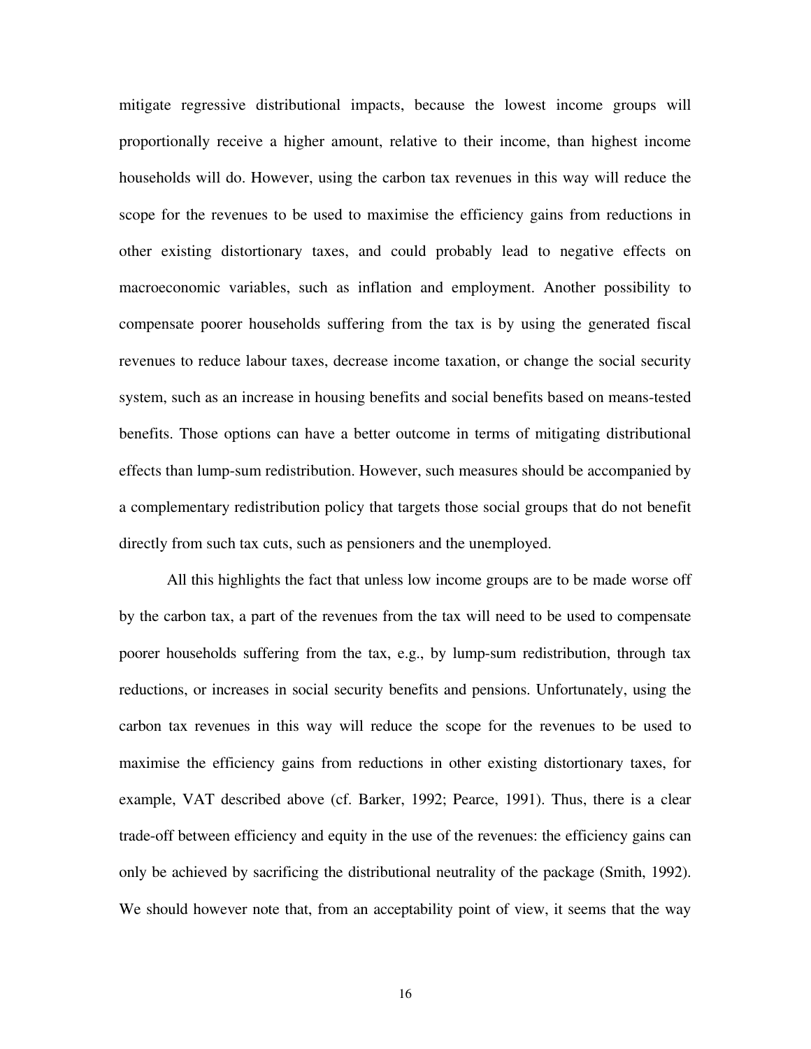mitigate regressive distributional impacts, because the lowest income groups will proportionally receive a higher amount, relative to their income, than highest income households will do. However, using the carbon tax revenues in this way will reduce the scope for the revenues to be used to maximise the efficiency gains from reductions in other existing distortionary taxes, and could probably lead to negative effects on macroeconomic variables, such as inflation and employment. Another possibility to compensate poorer households suffering from the tax is by using the generated fiscal revenues to reduce labour taxes, decrease income taxation, or change the social security system, such as an increase in housing benefits and social benefits based on means-tested benefits. Those options can have a better outcome in terms of mitigating distributional effects than lump-sum redistribution. However, such measures should be accompanied by a complementary redistribution policy that targets those social groups that do not benefit directly from such tax cuts, such as pensioners and the unemployed.

All this highlights the fact that unless low income groups are to be made worse off by the carbon tax, a part of the revenues from the tax will need to be used to compensate poorer households suffering from the tax, e.g., by lump-sum redistribution, through tax reductions, or increases in social security benefits and pensions. Unfortunately, using the carbon tax revenues in this way will reduce the scope for the revenues to be used to maximise the efficiency gains from reductions in other existing distortionary taxes, for example, VAT described above (cf. Barker, 1992; Pearce, 1991). Thus, there is a clear trade-off between efficiency and equity in the use of the revenues: the efficiency gains can only be achieved by sacrificing the distributional neutrality of the package (Smith, 1992). We should however note that, from an acceptability point of view, it seems that the way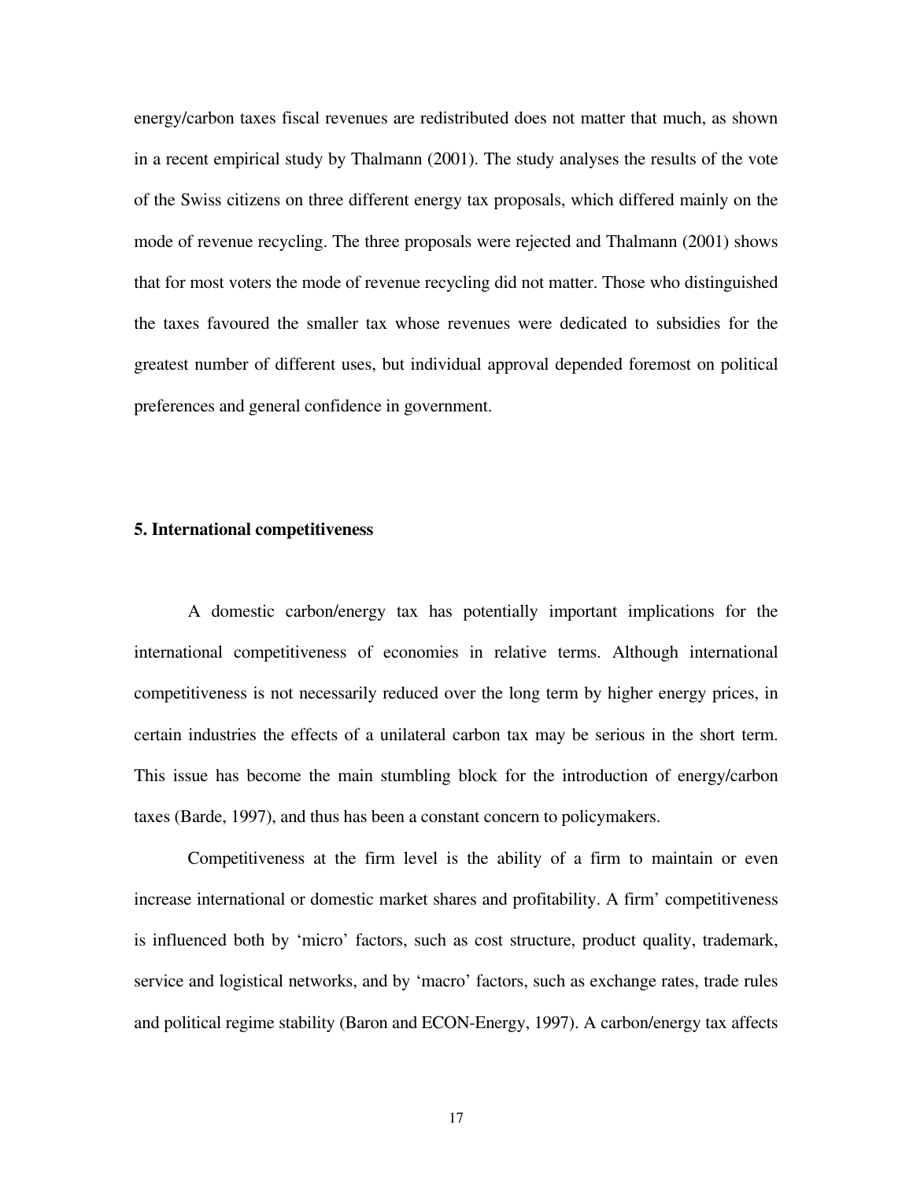energy/carbon taxes fiscal revenues are redistributed does not matter that much, as shown in a recent empirical study by Thalmann (2001). The study analyses the results of the vote of the Swiss citizens on three different energy tax proposals, which differed mainly on the mode of revenue recycling. The three proposals were rejected and Thalmann (2001) shows that for most voters the mode of revenue recycling did not matter. Those who distinguished the taxes favoured the smaller tax whose revenues were dedicated to subsidies for the greatest number of different uses, but individual approval depended foremost on political preferences and general confidence in government.

## 5. International competitiveness

A domestic carbon/energy tax has potentially important implications for the international competitiveness of economies in relative terms. Although international competitiveness is not necessarily reduced over the long term by higher energy prices, in certain industries the effects of a unilateral carbon tax may be serious in the short term. This issue has become the main stumbling block for the introduction of energy/carbon taxes (Barde, 1997), and thus has been a constant concern to policymakers.

Competitiveness at the firm level is the ability of a firm to maintain or even increase international or domestic market shares and profitability. A firm' competitiveness is influenced both by 'micro' factors, such as cost structure, product quality, trademark, service and logistical networks, and by 'macro' factors, such as exchange rates, trade rules and political regime stability (Baron and ECON-Energy, 1997). A carbon/energy tax affects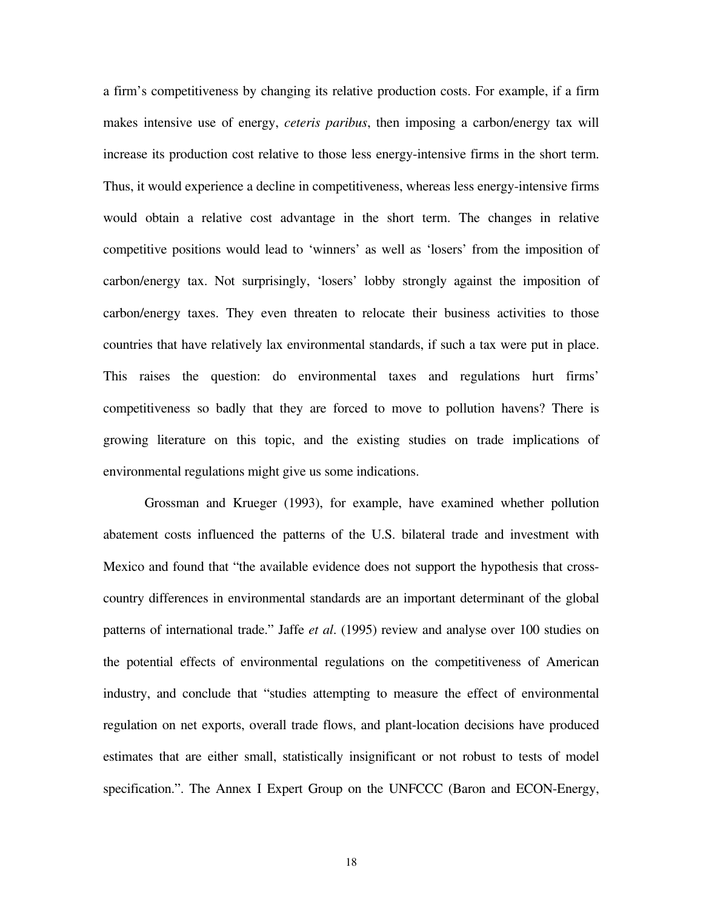a firm's competitiveness by changing its relative production costs. For example, if a firm makes intensive use of energy, *ceteris paribus*, then imposing a carbon/energy tax will increase its production cost relative to those less energy-intensive firms in the short term. Thus, it would experience a decline in competitiveness, whereas less energy-intensive firms would obtain a relative cost advantage in the short term. The changes in relative competitive positions would lead to 'winners' as well as 'losers' from the imposition of carbon/energy tax. Not surprisingly, 'losers' lobby strongly against the imposition of carbon/energy taxes. They even threaten to relocate their business activities to those countries that have relatively lax environmental standards, if such a tax were put in place. This raises the question: do environmental taxes and regulations hurt firms' competitiveness so badly that they are forced to move to pollution havens? There is growing literature on this topic, and the existing studies on trade implications of environmental regulations might give us some indications.

Grossman and Krueger (1993), for example, have examined whether pollution abatement costs influenced the patterns of the U.S. bilateral trade and investment with Mexico and found that "the available evidence does not support the hypothesis that cross-country differences in environmental standards are an important determinant of the global patterns of international trade." Jaffe *et al*. (1995) review and analyse over 100 studies on the potential effects of environmental regulations on the competitiveness of American industry, and conclude that "studies attempting to measure the effect of environmental regulation on net exports, overall trade flows, and plant-location decisions have produced estimates that are either small, statistically insignificant or not robust to tests of model specification.". The Annex I Expert Group on the UNFCCC (Baron and ECON-Energy,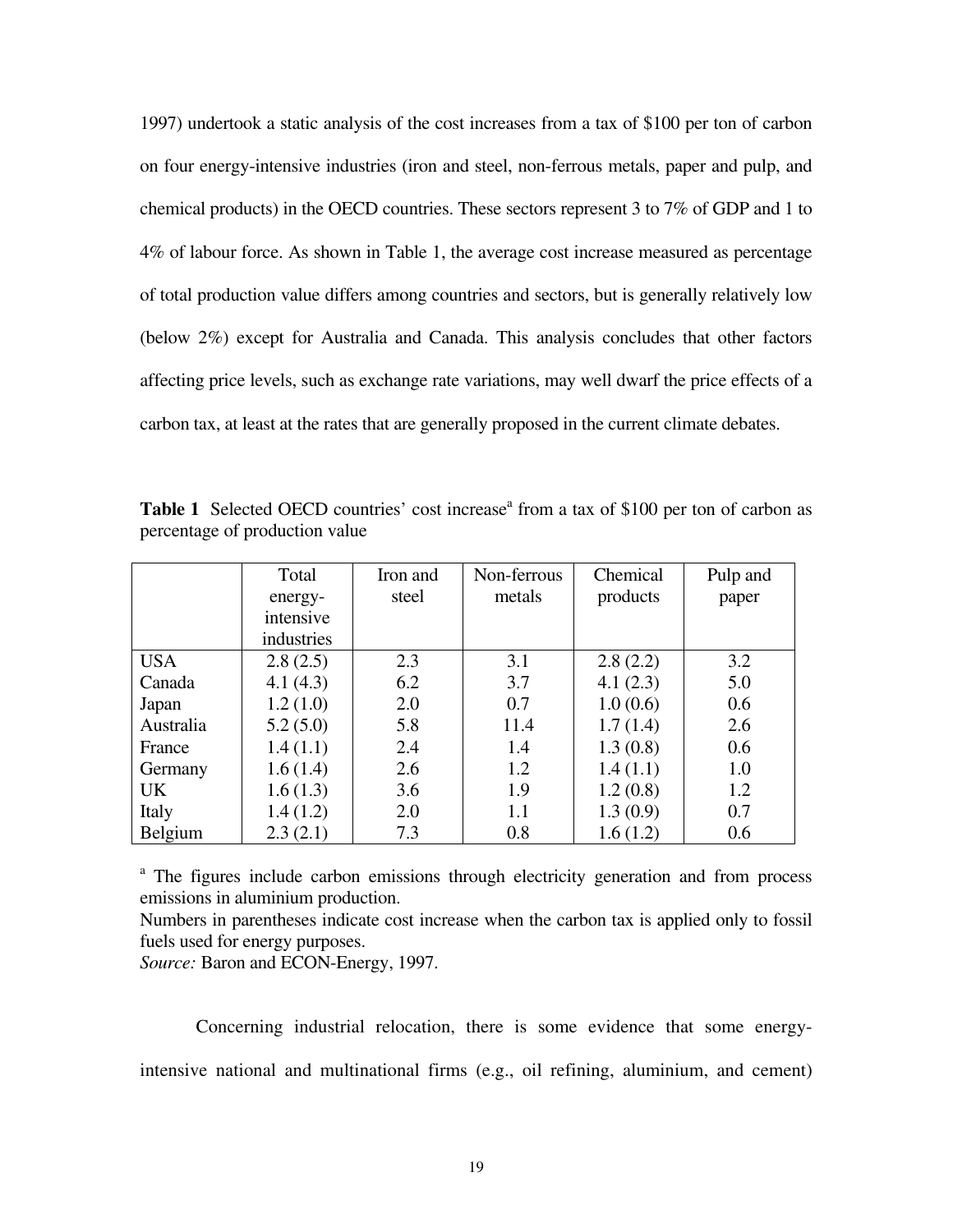1997) undertook a static analysis of the cost increases from a tax of $100 per ton of carbon on four energy-intensive industries (iron and steel, non-ferrous metals, paper and pulp, and chemical products) in the OECD countries. These sectors represent 3 to 7% of GDP and 1 to 4% of labour force. As shown in Table 1, the average cost increase measured as percentage of total production value differs among countries and sectors, but is generally relatively low (below 2%) except for Australia and Canada. This analysis concludes that other factors affecting price levels, such as exchange rate variations, may well dwarf the price effects of a carbon tax, at least at the rates that are generally proposed in the current climate debates.

**Table 1** Selected OECD countries' cost increase[a] from a tax of $100 per ton of carbon as percentage of production value

| | Total energy-intensive industries | Iron and steel | Non-ferrous metals | Chemical products | Pulp and paper |
|---|---|---|---|---|---|
| USA | 2.8 (2.5) | 2.3 | 3.1 | 2.8 (2.2) | 3.2 |
| Canada | 4.1 (4.3) | 6.2 | 3.7 | 4.1 (2.3) | 5.0 |
| Japan | 1.2 (1.0) | 2.0 | 0.7 | 1.0 (0.6) | 0.6 |
| Australia | 5.2 (5.0) | 5.8 | 11.4 | 1.7 (1.4) | 2.6 |
| France | 1.4 (1.1) | 2.4 | 1.4 | 1.3 (0.8) | 0.6 |
| Germany | 1.6 (1.4) | 2.6 | 1.2 | 1.4 (1.1) | 1.0 |
| UK | 1.6 (1.3) | 3.6 | 1.9 | 1.2 (0.8) | 1.2 |
| Italy | 1.4 (1.2) | 2.0 | 1.1 | 1.3 (0.9) | 0.7 |
| Belgium | 2.3 (2.1) | 7.3 | 0.8 | 1.6 (1.2) | 0.6 |

[a] The figures include carbon emissions through electricity generation and from process emissions in aluminium production.

Numbers in parentheses indicate cost increase when the carbon tax is applied only to fossil fuels used for energy purposes.

*Source:* Baron and ECON-Energy, 1997.

Concerning industrial relocation, there is some evidence that some energy-intensive national and multinational firms (e.g., oil refining, aluminium, and cement)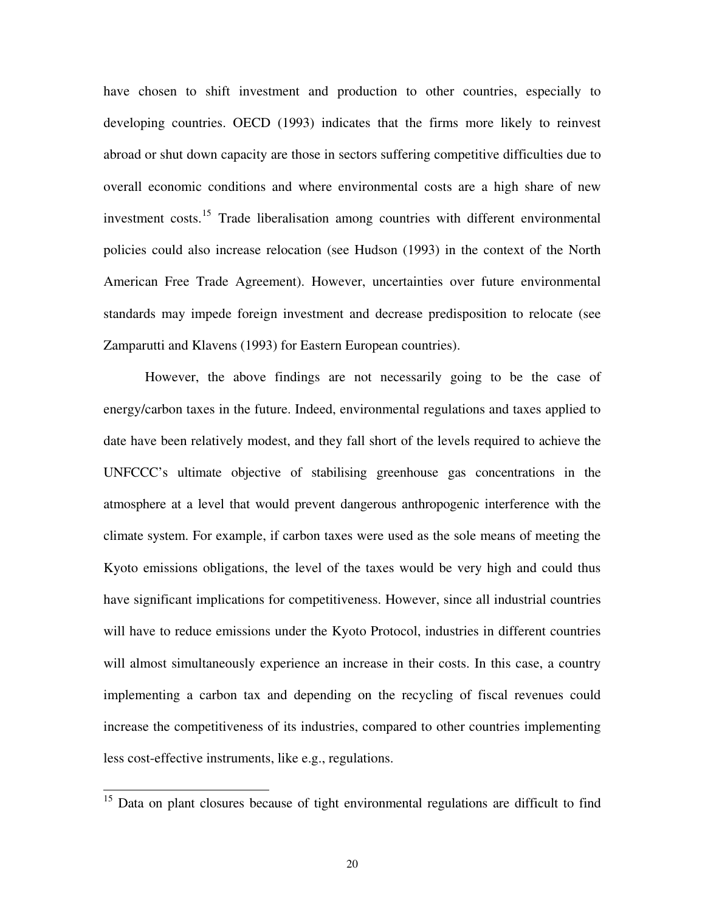have chosen to shift investment and production to other countries, especially to developing countries. OECD (1993) indicates that the firms more likely to reinvest abroad or shut down capacity are those in sectors suffering competitive difficulties due to overall economic conditions and where environmental costs are a high share of new investment costs.[15] Trade liberalisation among countries with different environmental policies could also increase relocation (see Hudson (1993) in the context of the North American Free Trade Agreement). However, uncertainties over future environmental standards may impede foreign investment and decrease predisposition to relocate (see Zamparutti and Klavens (1993) for Eastern European countries).

However, the above findings are not necessarily going to be the case of energy/carbon taxes in the future. Indeed, environmental regulations and taxes applied to date have been relatively modest, and they fall short of the levels required to achieve the UNFCCC's ultimate objective of stabilising greenhouse gas concentrations in the atmosphere at a level that would prevent dangerous anthropogenic interference with the climate system. For example, if carbon taxes were used as the sole means of meeting the Kyoto emissions obligations, the level of the taxes would be very high and could thus have significant implications for competitiveness. However, since all industrial countries will have to reduce emissions under the Kyoto Protocol, industries in different countries will almost simultaneously experience an increase in their costs. In this case, a country implementing a carbon tax and depending on the recycling of fiscal revenues could increase the competitiveness of its industries, compared to other countries implementing less cost-effective instruments, like e.g., regulations.

---

[15] Data on plant closures because of tight environmental regulations are difficult to find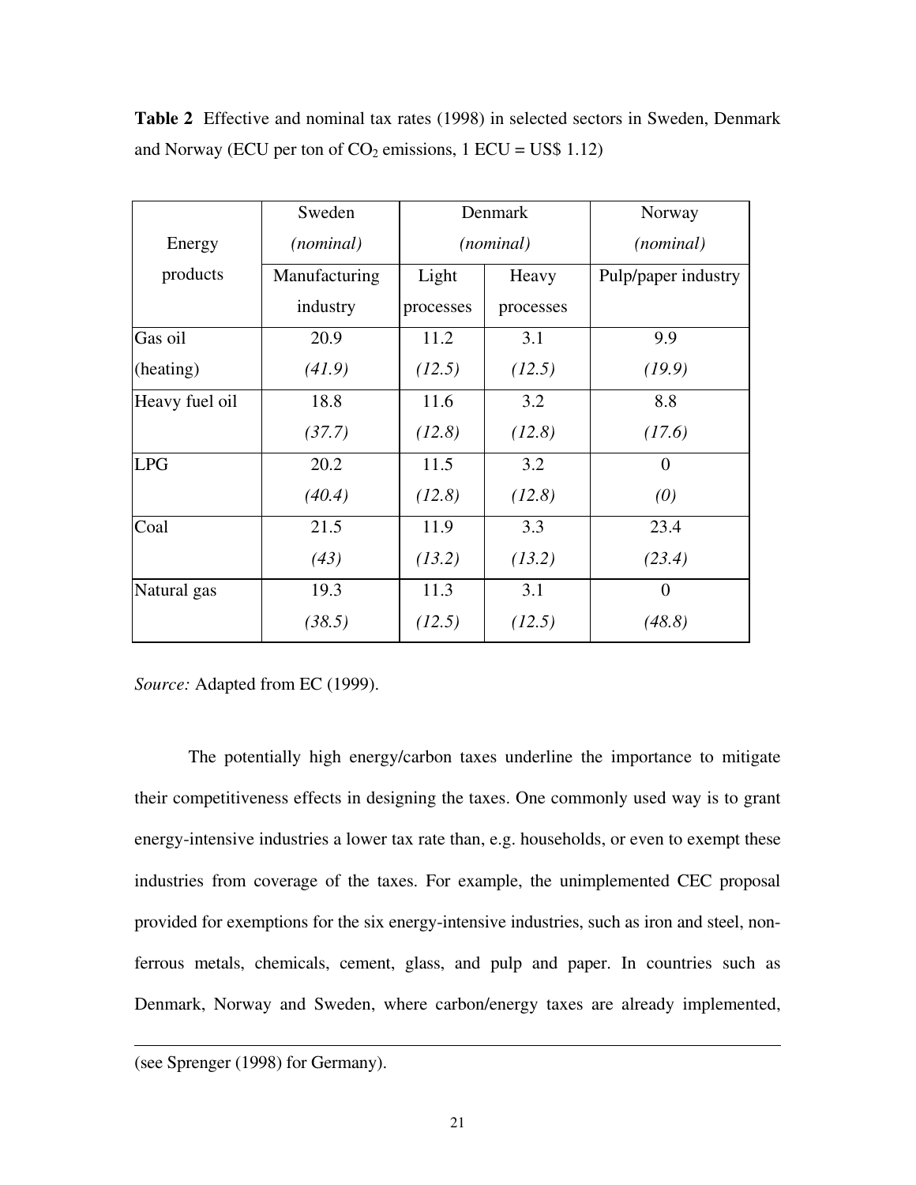**Table 2** Effective and nominal tax rates (1998) in selected sectors in Sweden, Denmark and Norway (ECU per ton of $CO_2$ emissions, 1 ECU = US$ 1.12)

| Energy products | Sweden *(nominal)* | Denmark *(nominal)* | | Norway *(nominal)* |
|---|---|---|---|---|
| | Manufacturing industry | Light processes | Heavy processes | Pulp/paper industry |
| Gas oil (heating) | 20.9 *(41.9)* | 11.2 *(12.5)* | 3.1 *(12.5)* | 9.9 *(19.9)* |
| Heavy fuel oil | 18.8 *(37.7)* | 11.6 *(12.8)* | 3.2 *(12.8)* | 8.8 *(17.6)* |
| LPG | 20.2 *(40.4)* | 11.5 *(12.8)* | 3.2 *(12.8)* | 0 *(0)* |
| Coal | 21.5 *(43)* | 11.9 *(13.2)* | 3.3 *(13.2)* | 23.4 *(23.4)* |
| Natural gas | 19.3 *(38.5)* | 11.3 *(12.5)* | 3.1 *(12.5)* | 0 *(48.8)* |

*Source:* Adapted from EC (1999).

The potentially high energy/carbon taxes underline the importance to mitigate their competitiveness effects in designing the taxes. One commonly used way is to grant energy-intensive industries a lower tax rate than, e.g. households, or even to exempt these industries from coverage of the taxes. For example, the unimplemented CEC proposal provided for exemptions for the six energy-intensive industries, such as iron and steel, non-ferrous metals, chemicals, cement, glass, and pulp and paper. In countries such as Denmark, Norway and Sweden, where carbon/energy taxes are already implemented,

(see Sprenger (1998) for Germany).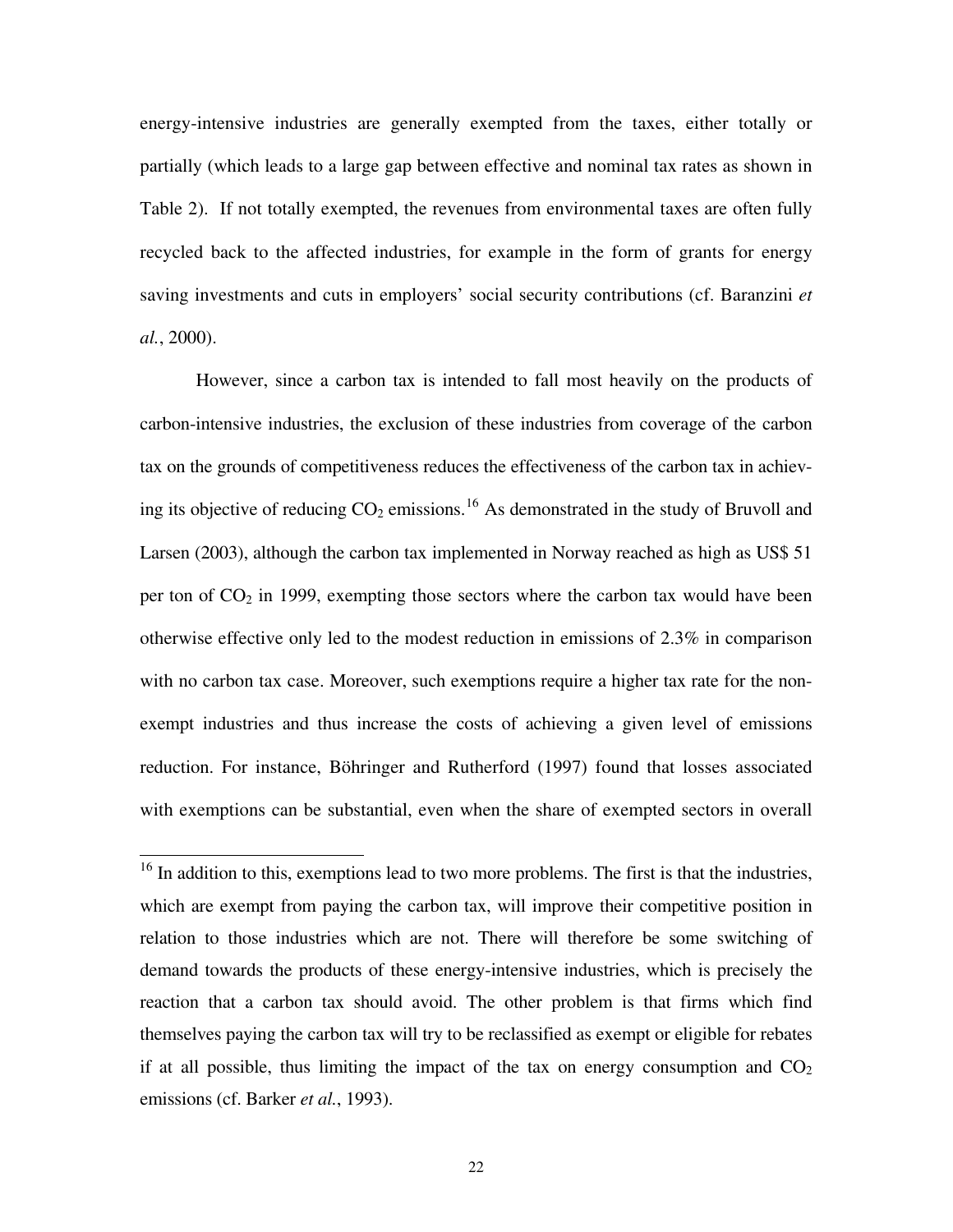energy-intensive industries are generally exempted from the taxes, either totally or partially (which leads to a large gap between effective and nominal tax rates as shown in Table 2). If not totally exempted, the revenues from environmental taxes are often fully recycled back to the affected industries, for example in the form of grants for energy saving investments and cuts in employers' social security contributions (cf. Baranzini *et al.*, 2000).

However, since a carbon tax is intended to fall most heavily on the products of carbon-intensive industries, the exclusion of these industries from coverage of the carbon tax on the grounds of competitiveness reduces the effectiveness of the carbon tax in achieving its objective of reducing $CO_2$ emissions.[16] As demonstrated in the study of Bruvoll and Larsen (2003), although the carbon tax implemented in Norway reached as high as US$ 51 per ton of $CO_2$ in 1999, exempting those sectors where the carbon tax would have been otherwise effective only led to the modest reduction in emissions of 2.3% in comparison with no carbon tax case. Moreover, such exemptions require a higher tax rate for the non-exempt industries and thus increase the costs of achieving a given level of emissions reduction. For instance, Böhringer and Rutherford (1997) found that losses associated with exemptions can be substantial, even when the share of exempted sectors in overall

---

[16] In addition to this, exemptions lead to two more problems. The first is that the industries, which are exempt from paying the carbon tax, will improve their competitive position in relation to those industries which are not. There will therefore be some switching of demand towards the products of these energy-intensive industries, which is precisely the reaction that a carbon tax should avoid. The other problem is that firms which find themselves paying the carbon tax will try to be reclassified as exempt or eligible for rebates if at all possible, thus limiting the impact of the tax on energy consumption and $CO_2$ emissions (cf. Barker *et al.*, 1993).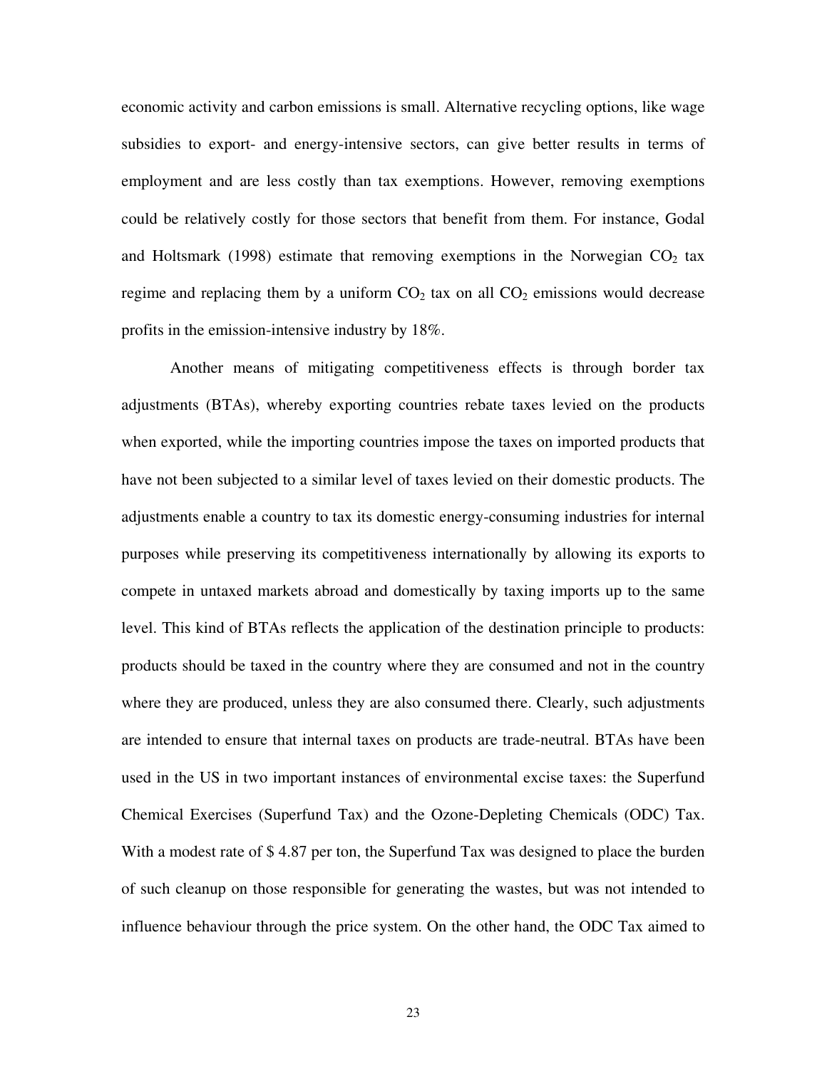economic activity and carbon emissions is small. Alternative recycling options, like wage subsidies to export- and energy-intensive sectors, can give better results in terms of employment and are less costly than tax exemptions. However, removing exemptions could be relatively costly for those sectors that benefit from them. For instance, Godal and Holtsmark (1998) estimate that removing exemptions in the Norwegian $CO_2$ tax regime and replacing them by a uniform $CO_2$ tax on all $CO_2$ emissions would decrease profits in the emission-intensive industry by 18%.

Another means of mitigating competitiveness effects is through border tax adjustments (BTAs), whereby exporting countries rebate taxes levied on the products when exported, while the importing countries impose the taxes on imported products that have not been subjected to a similar level of taxes levied on their domestic products. The adjustments enable a country to tax its domestic energy-consuming industries for internal purposes while preserving its competitiveness internationally by allowing its exports to compete in untaxed markets abroad and domestically by taxing imports up to the same level. This kind of BTAs reflects the application of the destination principle to products: products should be taxed in the country where they are consumed and not in the country where they are produced, unless they are also consumed there. Clearly, such adjustments are intended to ensure that internal taxes on products are trade-neutral. BTAs have been used in the US in two important instances of environmental excise taxes: the Superfund Chemical Exercises (Superfund Tax) and the Ozone-Depleting Chemicals (ODC) Tax. With a modest rate of $ 4.87 per ton, the Superfund Tax was designed to place the burden of such cleanup on those responsible for generating the wastes, but was not intended to influence behaviour through the price system. On the other hand, the ODC Tax aimed to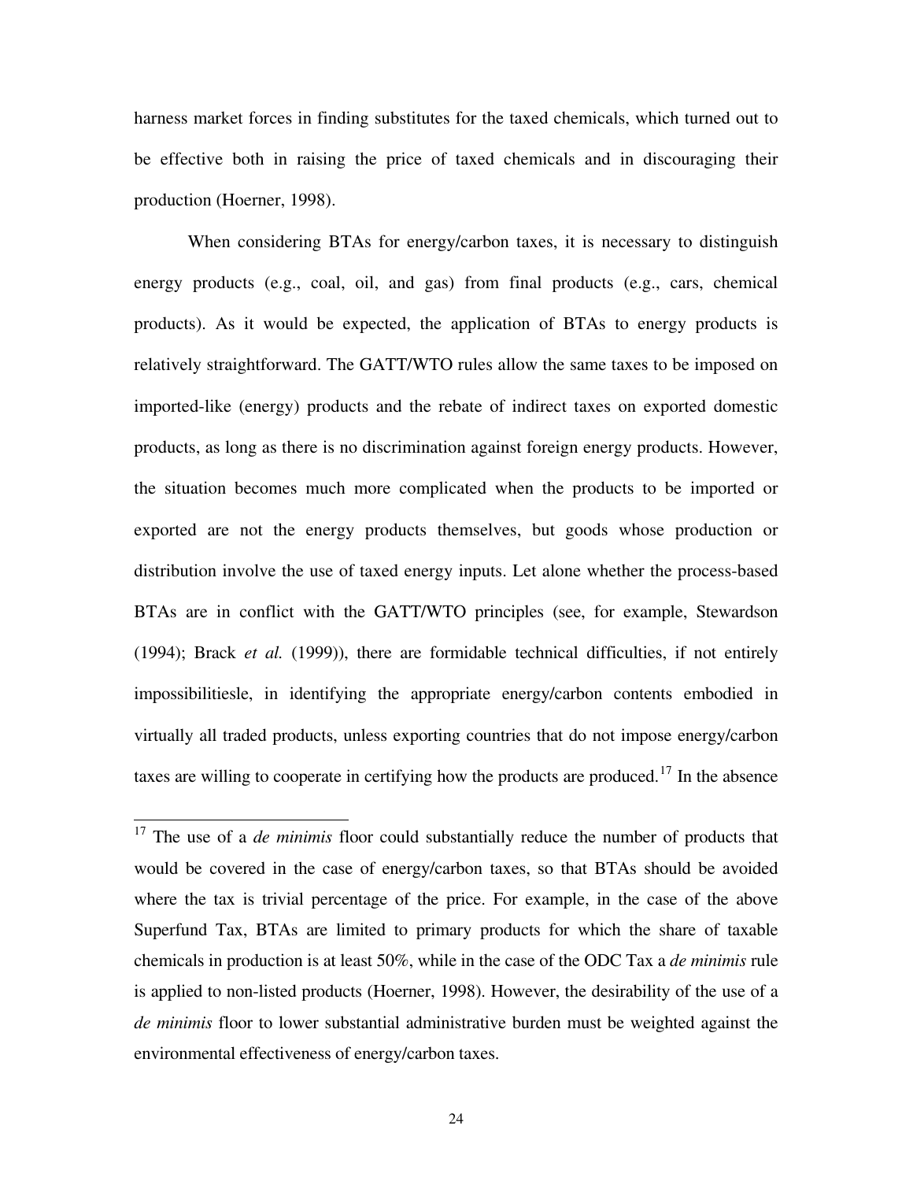harness market forces in finding substitutes for the taxed chemicals, which turned out to be effective both in raising the price of taxed chemicals and in discouraging their production (Hoerner, 1998).

When considering BTAs for energy/carbon taxes, it is necessary to distinguish energy products (e.g., coal, oil, and gas) from final products (e.g., cars, chemical products). As it would be expected, the application of BTAs to energy products is relatively straightforward. The GATT/WTO rules allow the same taxes to be imposed on imported-like (energy) products and the rebate of indirect taxes on exported domestic products, as long as there is no discrimination against foreign energy products. However, the situation becomes much more complicated when the products to be imported or exported are not the energy products themselves, but goods whose production or distribution involve the use of taxed energy inputs. Let alone whether the process-based BTAs are in conflict with the GATT/WTO principles (see, for example, Stewardson (1994); Brack *et al.* (1999)), there are formidable technical difficulties, if not entirely impossibilitiesle, in identifying the appropriate energy/carbon contents embodied in virtually all traded products, unless exporting countries that do not impose energy/carbon taxes are willing to cooperate in certifying how the products are produced.[17] In the absence

---

[17] The use of a *de minimis* floor could substantially reduce the number of products that would be covered in the case of energy/carbon taxes, so that BTAs should be avoided where the tax is trivial percentage of the price. For example, in the case of the above Superfund Tax, BTAs are limited to primary products for which the share of taxable chemicals in production is at least 50%, while in the case of the ODC Tax a *de minimis* rule is applied to non-listed products (Hoerner, 1998). However, the desirability of the use of a *de minimis* floor to lower substantial administrative burden must be weighted against the environmental effectiveness of energy/carbon taxes.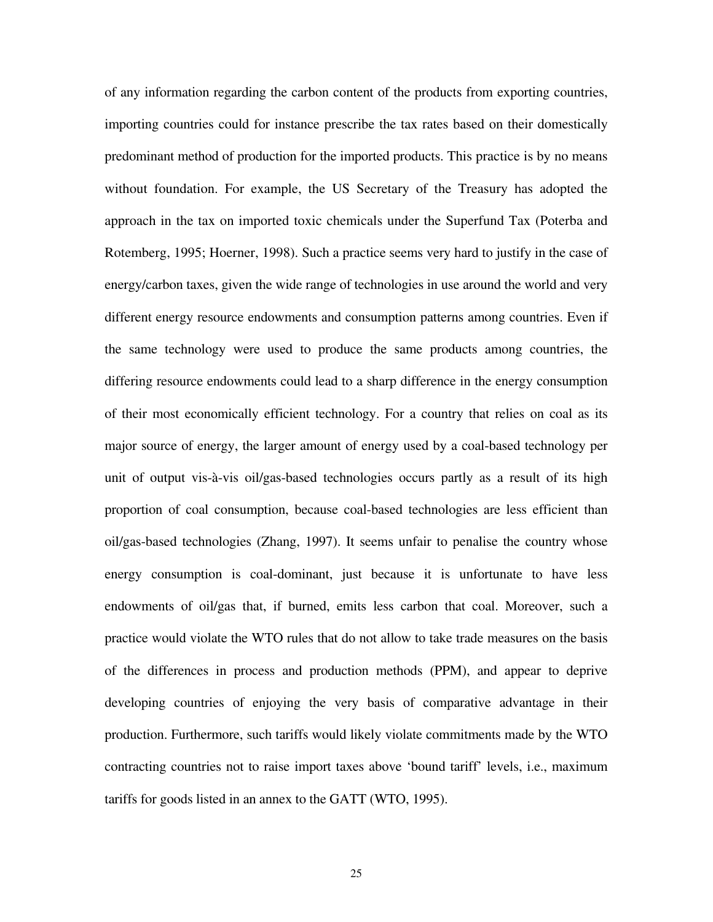of any information regarding the carbon content of the products from exporting countries, importing countries could for instance prescribe the tax rates based on their domestically predominant method of production for the imported products. This practice is by no means without foundation. For example, the US Secretary of the Treasury has adopted the approach in the tax on imported toxic chemicals under the Superfund Tax (Poterba and Rotemberg, 1995; Hoerner, 1998). Such a practice seems very hard to justify in the case of energy/carbon taxes, given the wide range of technologies in use around the world and very different energy resource endowments and consumption patterns among countries. Even if the same technology were used to produce the same products among countries, the differing resource endowments could lead to a sharp difference in the energy consumption of their most economically efficient technology. For a country that relies on coal as its major source of energy, the larger amount of energy used by a coal-based technology per unit of output vis-à-vis oil/gas-based technologies occurs partly as a result of its high proportion of coal consumption, because coal-based technologies are less efficient than oil/gas-based technologies (Zhang, 1997). It seems unfair to penalise the country whose energy consumption is coal-dominant, just because it is unfortunate to have less endowments of oil/gas that, if burned, emits less carbon that coal. Moreover, such a practice would violate the WTO rules that do not allow to take trade measures on the basis of the differences in process and production methods (PPM), and appear to deprive developing countries of enjoying the very basis of comparative advantage in their production. Furthermore, such tariffs would likely violate commitments made by the WTO contracting countries not to raise import taxes above 'bound tariff' levels, i.e., maximum tariffs for goods listed in an annex to the GATT (WTO, 1995).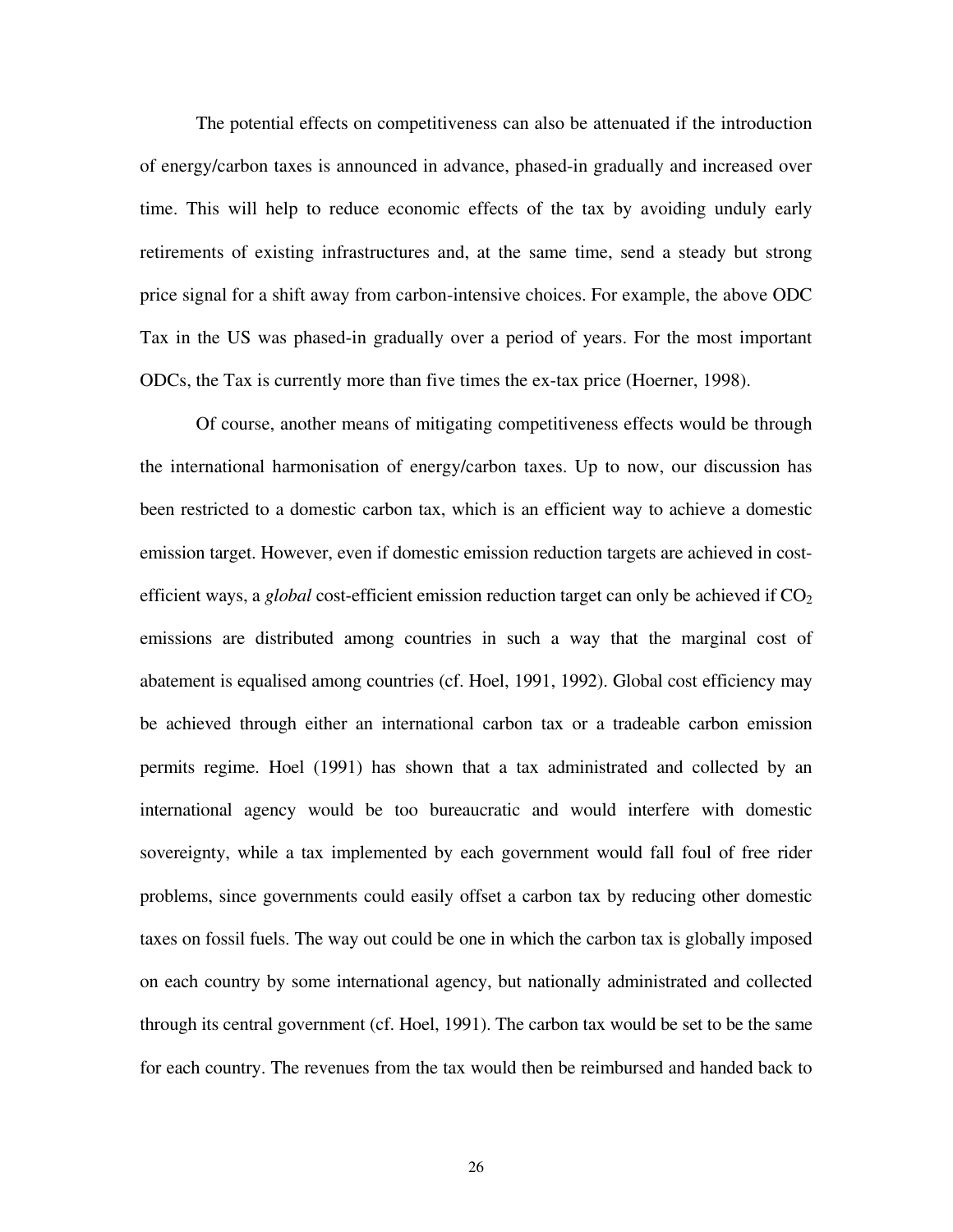The potential effects on competitiveness can also be attenuated if the introduction of energy/carbon taxes is announced in advance, phased-in gradually and increased over time. This will help to reduce economic effects of the tax by avoiding unduly early retirements of existing infrastructures and, at the same time, send a steady but strong price signal for a shift away from carbon-intensive choices. For example, the above ODC Tax in the US was phased-in gradually over a period of years. For the most important ODCs, the Tax is currently more than five times the ex-tax price (Hoerner, 1998).

Of course, another means of mitigating competitiveness effects would be through the international harmonisation of energy/carbon taxes. Up to now, our discussion has been restricted to a domestic carbon tax, which is an efficient way to achieve a domestic emission target. However, even if domestic emission reduction targets are achieved in cost-efficient ways, a *global* cost-efficient emission reduction target can only be achieved if $CO_2$ emissions are distributed among countries in such a way that the marginal cost of abatement is equalised among countries (cf. Hoel, 1991, 1992). Global cost efficiency may be achieved through either an international carbon tax or a tradeable carbon emission permits regime. Hoel (1991) has shown that a tax administrated and collected by an international agency would be too bureaucratic and would interfere with domestic sovereignty, while a tax implemented by each government would fall foul of free rider problems, since governments could easily offset a carbon tax by reducing other domestic taxes on fossil fuels. The way out could be one in which the carbon tax is globally imposed on each country by some international agency, but nationally administrated and collected through its central government (cf. Hoel, 1991). The carbon tax would be set to be the same for each country. The revenues from the tax would then be reimbursed and handed back to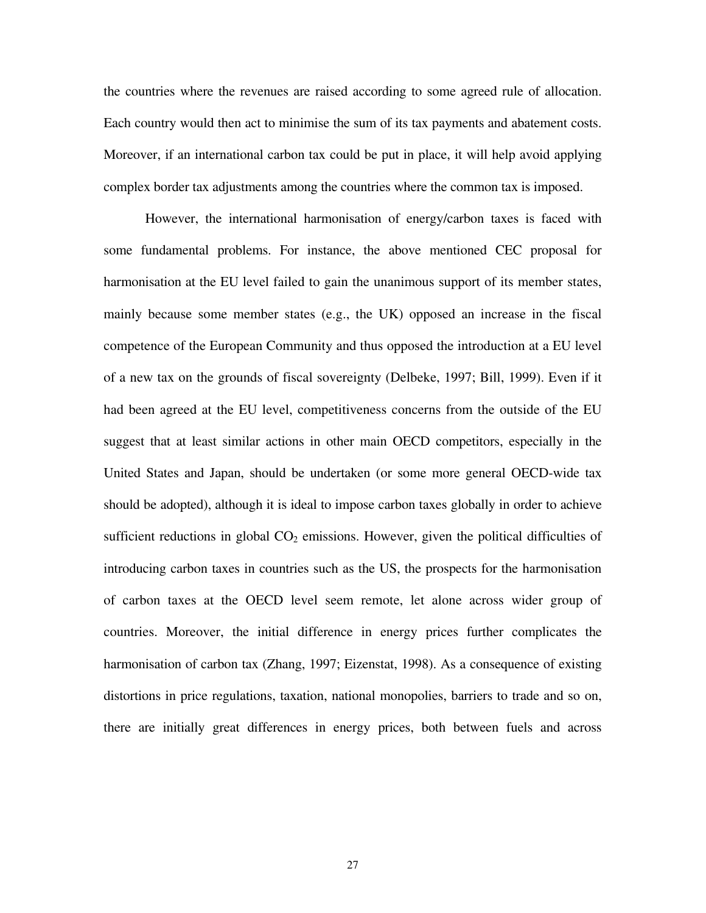the countries where the revenues are raised according to some agreed rule of allocation. Each country would then act to minimise the sum of its tax payments and abatement costs. Moreover, if an international carbon tax could be put in place, it will help avoid applying complex border tax adjustments among the countries where the common tax is imposed.

However, the international harmonisation of energy/carbon taxes is faced with some fundamental problems. For instance, the above mentioned CEC proposal for harmonisation at the EU level failed to gain the unanimous support of its member states, mainly because some member states (e.g., the UK) opposed an increase in the fiscal competence of the European Community and thus opposed the introduction at a EU level of a new tax on the grounds of fiscal sovereignty (Delbeke, 1997; Bill, 1999). Even if it had been agreed at the EU level, competitiveness concerns from the outside of the EU suggest that at least similar actions in other main OECD competitors, especially in the United States and Japan, should be undertaken (or some more general OECD-wide tax should be adopted), although it is ideal to impose carbon taxes globally in order to achieve sufficient reductions in global $CO_2$ emissions. However, given the political difficulties of introducing carbon taxes in countries such as the US, the prospects for the harmonisation of carbon taxes at the OECD level seem remote, let alone across wider group of countries. Moreover, the initial difference in energy prices further complicates the harmonisation of carbon tax (Zhang, 1997; Eizenstat, 1998). As a consequence of existing distortions in price regulations, taxation, national monopolies, barriers to trade and so on, there are initially great differences in energy prices, both between fuels and across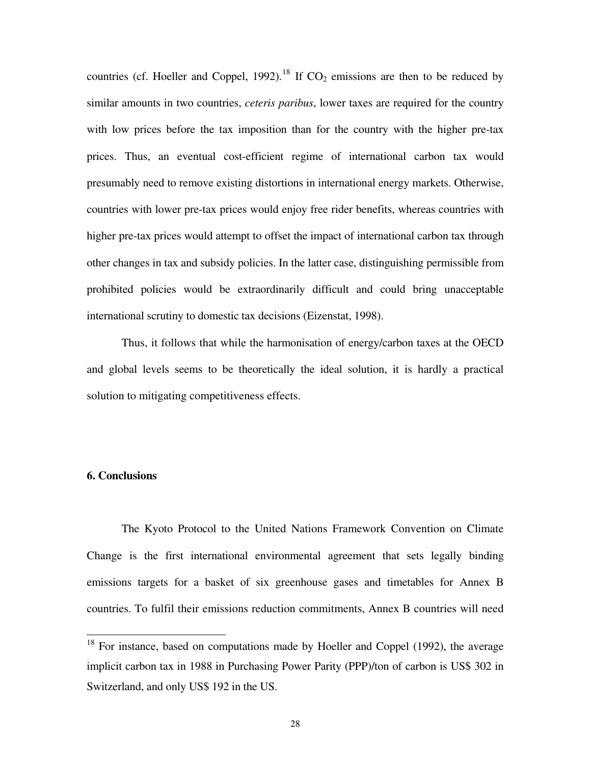countries (cf. Hoeller and Coppel, 1992).[18] If $CO_2$ emissions are then to be reduced by similar amounts in two countries, *ceteris paribus*, lower taxes are required for the country with low prices before the tax imposition than for the country with the higher pre-tax prices. Thus, an eventual cost-efficient regime of international carbon tax would presumably need to remove existing distortions in international energy markets. Otherwise, countries with lower pre-tax prices would enjoy free rider benefits, whereas countries with higher pre-tax prices would attempt to offset the impact of international carbon tax through other changes in tax and subsidy policies. In the latter case, distinguishing permissible from prohibited policies would be extraordinarily difficult and could bring unacceptable international scrutiny to domestic tax decisions (Eizenstat, 1998).

Thus, it follows that while the harmonisation of energy/carbon taxes at the OECD and global levels seems to be theoretically the ideal solution, it is hardly a practical solution to mitigating competitiveness effects.

## 6. Conclusions

The Kyoto Protocol to the United Nations Framework Convention on Climate Change is the first international environmental agreement that sets legally binding emissions targets for a basket of six greenhouse gases and timetables for Annex B countries. To fulfil their emissions reduction commitments, Annex B countries will need

[18] For instance, based on computations made by Hoeller and Coppel (1992), the average implicit carbon tax in 1988 in Purchasing Power Parity (PPP)/ton of carbon is US$ 302 in Switzerland, and only US$ 192 in the US.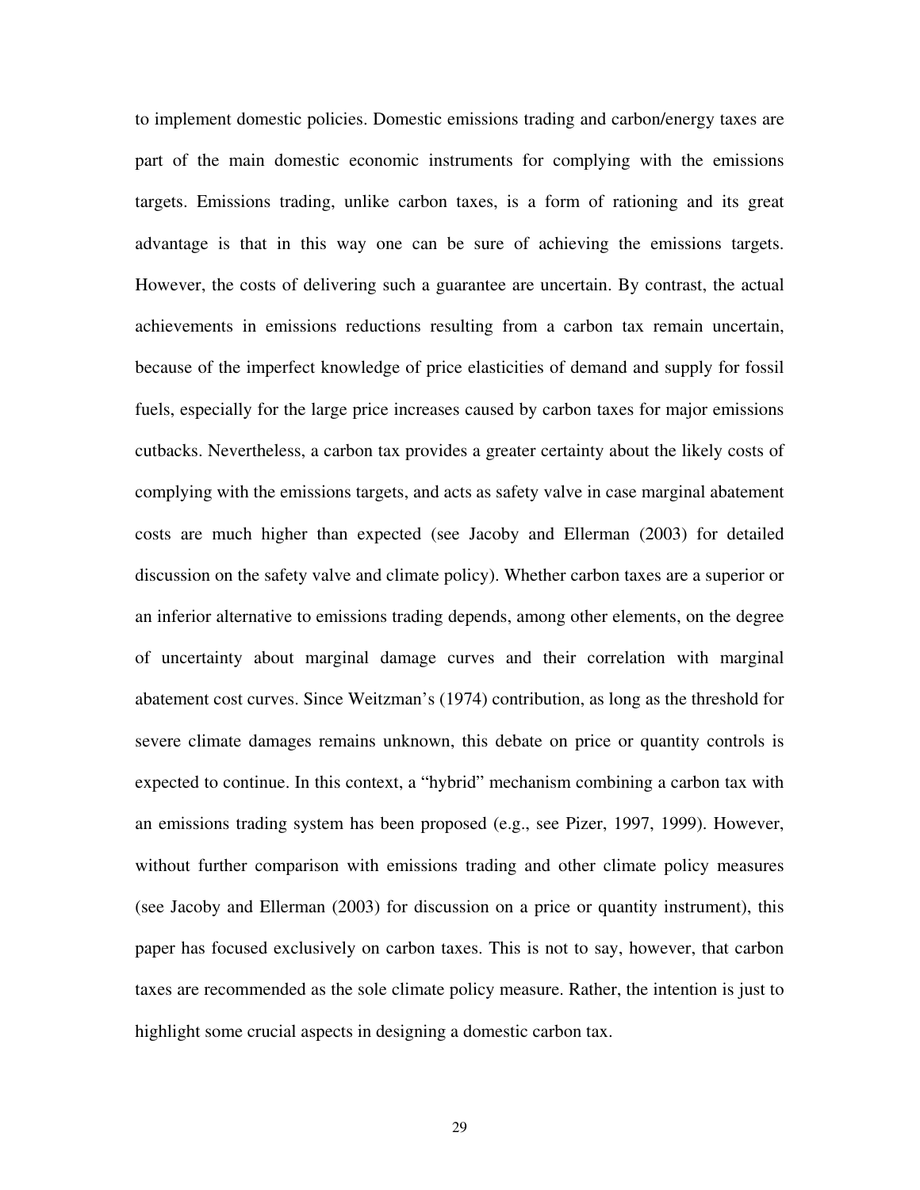to implement domestic policies. Domestic emissions trading and carbon/energy taxes are part of the main domestic economic instruments for complying with the emissions targets. Emissions trading, unlike carbon taxes, is a form of rationing and its great advantage is that in this way one can be sure of achieving the emissions targets. However, the costs of delivering such a guarantee are uncertain. By contrast, the actual achievements in emissions reductions resulting from a carbon tax remain uncertain, because of the imperfect knowledge of price elasticities of demand and supply for fossil fuels, especially for the large price increases caused by carbon taxes for major emissions cutbacks. Nevertheless, a carbon tax provides a greater certainty about the likely costs of complying with the emissions targets, and acts as safety valve in case marginal abatement costs are much higher than expected (see Jacoby and Ellerman (2003) for detailed discussion on the safety valve and climate policy). Whether carbon taxes are a superior or an inferior alternative to emissions trading depends, among other elements, on the degree of uncertainty about marginal damage curves and their correlation with marginal abatement cost curves. Since Weitzman's (1974) contribution, as long as the threshold for severe climate damages remains unknown, this debate on price or quantity controls is expected to continue. In this context, a "hybrid" mechanism combining a carbon tax with an emissions trading system has been proposed (e.g., see Pizer, 1997, 1999). However, without further comparison with emissions trading and other climate policy measures (see Jacoby and Ellerman (2003) for discussion on a price or quantity instrument), this paper has focused exclusively on carbon taxes. This is not to say, however, that carbon taxes are recommended as the sole climate policy measure. Rather, the intention is just to highlight some crucial aspects in designing a domestic carbon tax.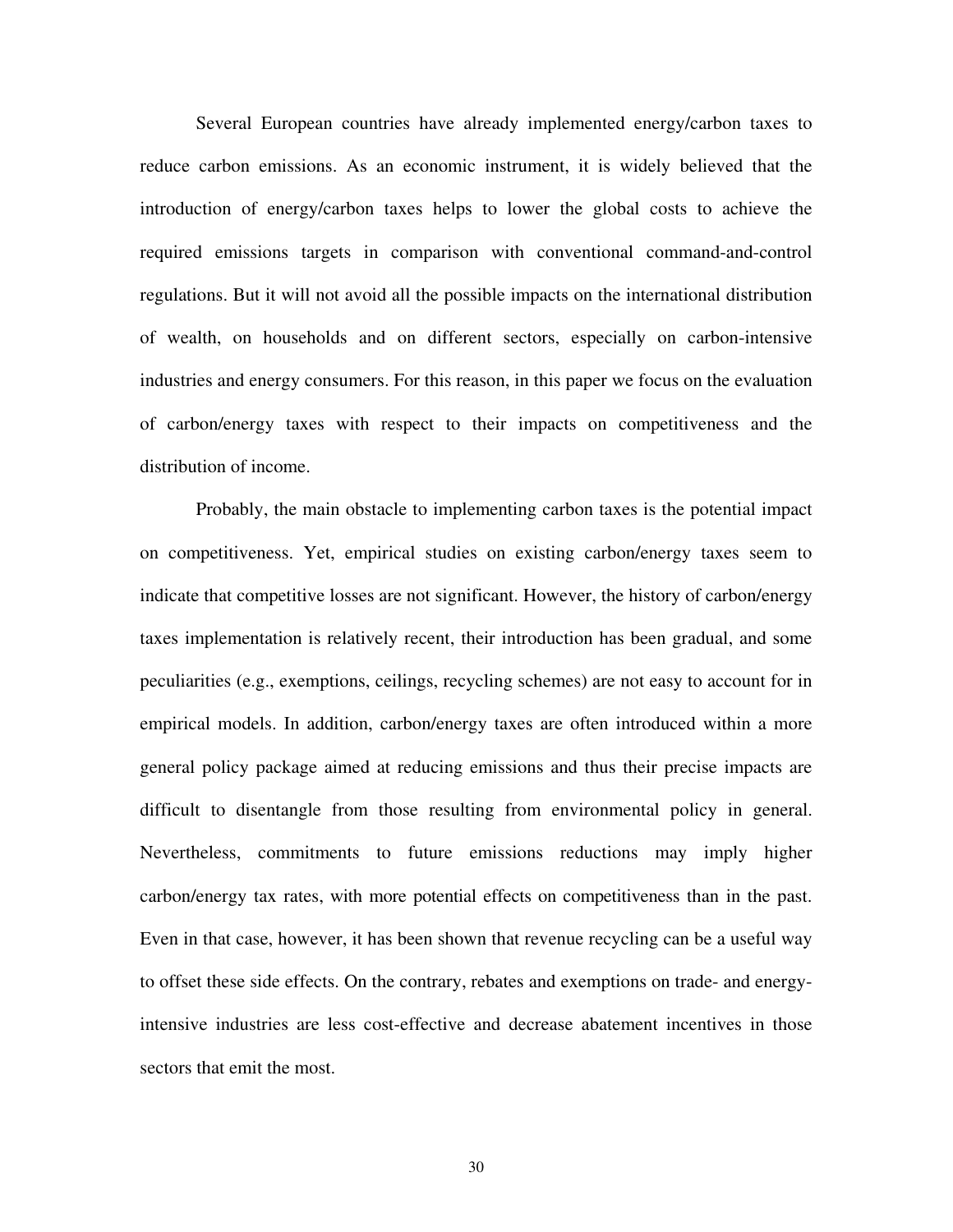Several European countries have already implemented energy/carbon taxes to reduce carbon emissions. As an economic instrument, it is widely believed that the introduction of energy/carbon taxes helps to lower the global costs to achieve the required emissions targets in comparison with conventional command-and-control regulations. But it will not avoid all the possible impacts on the international distribution of wealth, on households and on different sectors, especially on carbon-intensive industries and energy consumers. For this reason, in this paper we focus on the evaluation of carbon/energy taxes with respect to their impacts on competitiveness and the distribution of income.

Probably, the main obstacle to implementing carbon taxes is the potential impact on competitiveness. Yet, empirical studies on existing carbon/energy taxes seem to indicate that competitive losses are not significant. However, the history of carbon/energy taxes implementation is relatively recent, their introduction has been gradual, and some peculiarities (e.g., exemptions, ceilings, recycling schemes) are not easy to account for in empirical models. In addition, carbon/energy taxes are often introduced within a more general policy package aimed at reducing emissions and thus their precise impacts are difficult to disentangle from those resulting from environmental policy in general. Nevertheless, commitments to future emissions reductions may imply higher carbon/energy tax rates, with more potential effects on competitiveness than in the past. Even in that case, however, it has been shown that revenue recycling can be a useful way to offset these side effects. On the contrary, rebates and exemptions on trade- and energy-intensive industries are less cost-effective and decrease abatement incentives in those sectors that emit the most.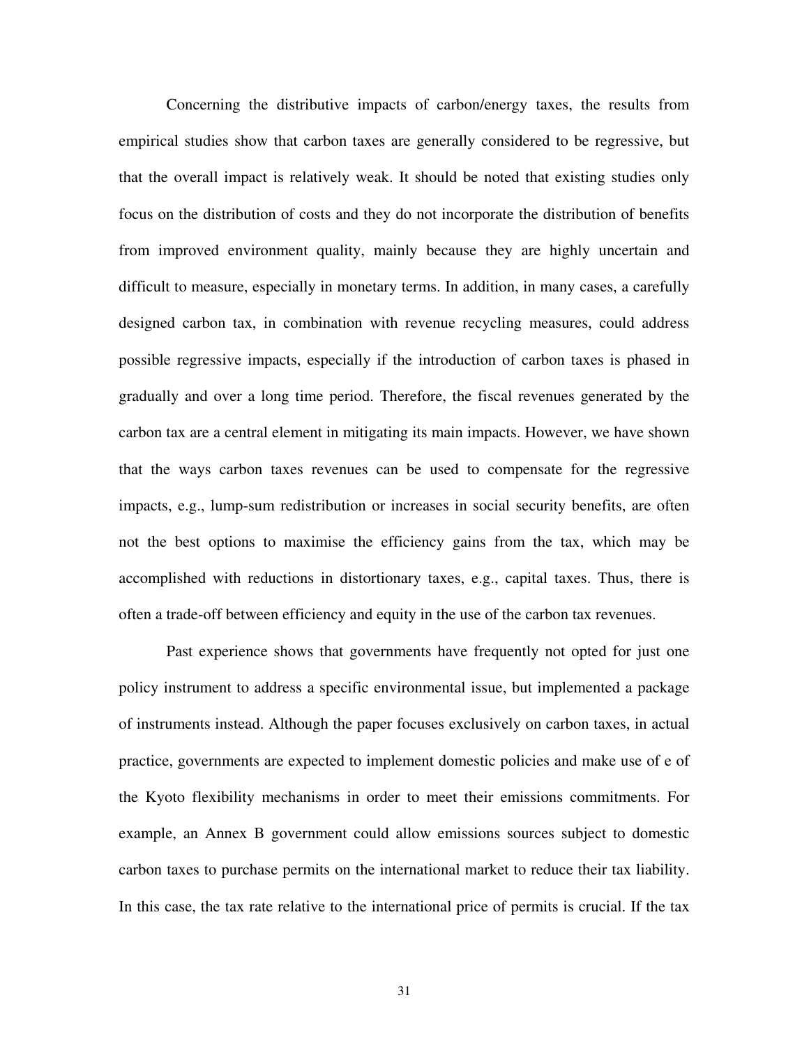Concerning the distributive impacts of carbon/energy taxes, the results from empirical studies show that carbon taxes are generally considered to be regressive, but that the overall impact is relatively weak. It should be noted that existing studies only focus on the distribution of costs and they do not incorporate the distribution of benefits from improved environment quality, mainly because they are highly uncertain and difficult to measure, especially in monetary terms. In addition, in many cases, a carefully designed carbon tax, in combination with revenue recycling measures, could address possible regressive impacts, especially if the introduction of carbon taxes is phased in gradually and over a long time period. Therefore, the fiscal revenues generated by the carbon tax are a central element in mitigating its main impacts. However, we have shown that the ways carbon taxes revenues can be used to compensate for the regressive impacts, e.g., lump-sum redistribution or increases in social security benefits, are often not the best options to maximise the efficiency gains from the tax, which may be accomplished with reductions in distortionary taxes, e.g., capital taxes. Thus, there is often a trade-off between efficiency and equity in the use of the carbon tax revenues.

Past experience shows that governments have frequently not opted for just one policy instrument to address a specific environmental issue, but implemented a package of instruments instead. Although the paper focuses exclusively on carbon taxes, in actual practice, governments are expected to implement domestic policies and make use of e of the Kyoto flexibility mechanisms in order to meet their emissions commitments. For example, an Annex B government could allow emissions sources subject to domestic carbon taxes to purchase permits on the international market to reduce their tax liability. In this case, the tax rate relative to the international price of permits is crucial. If the tax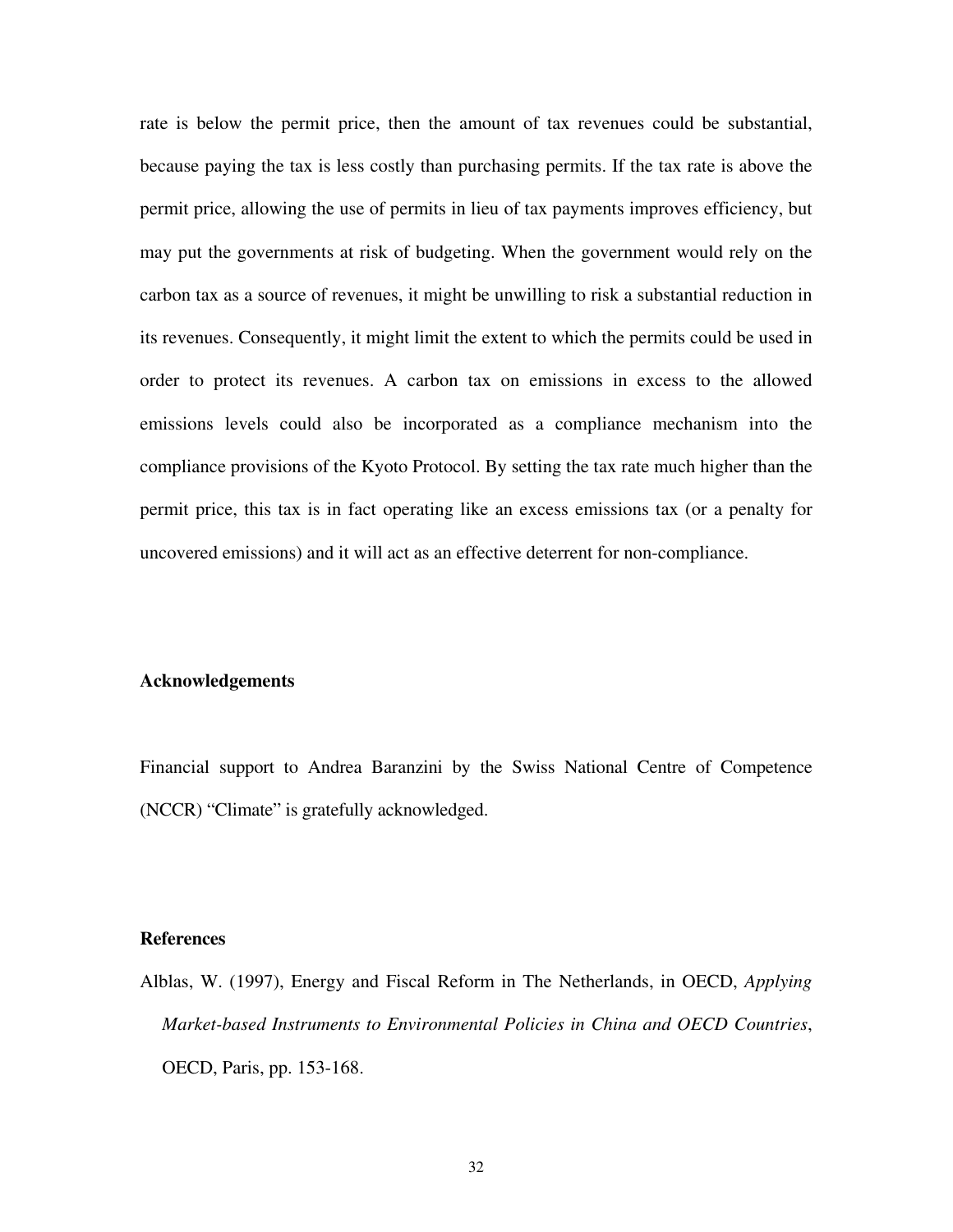rate is below the permit price, then the amount of tax revenues could be substantial, because paying the tax is less costly than purchasing permits. If the tax rate is above the permit price, allowing the use of permits in lieu of tax payments improves efficiency, but may put the governments at risk of budgeting. When the government would rely on the carbon tax as a source of revenues, it might be unwilling to risk a substantial reduction in its revenues. Consequently, it might limit the extent to which the permits could be used in order to protect its revenues. A carbon tax on emissions in excess to the allowed emissions levels could also be incorporated as a compliance mechanism into the compliance provisions of the Kyoto Protocol. By setting the tax rate much higher than the permit price, this tax is in fact operating like an excess emissions tax (or a penalty for uncovered emissions) and it will act as an effective deterrent for non-compliance.

## Acknowledgements

Financial support to Andrea Baranzini by the Swiss National Centre of Competence (NCCR) "Climate" is gratefully acknowledged.

## References

Alblas, W. (1997), Energy and Fiscal Reform in The Netherlands, in OECD, *Applying Market-based Instruments to Environmental Policies in China and OECD Countries*, OECD, Paris, pp. 153-168.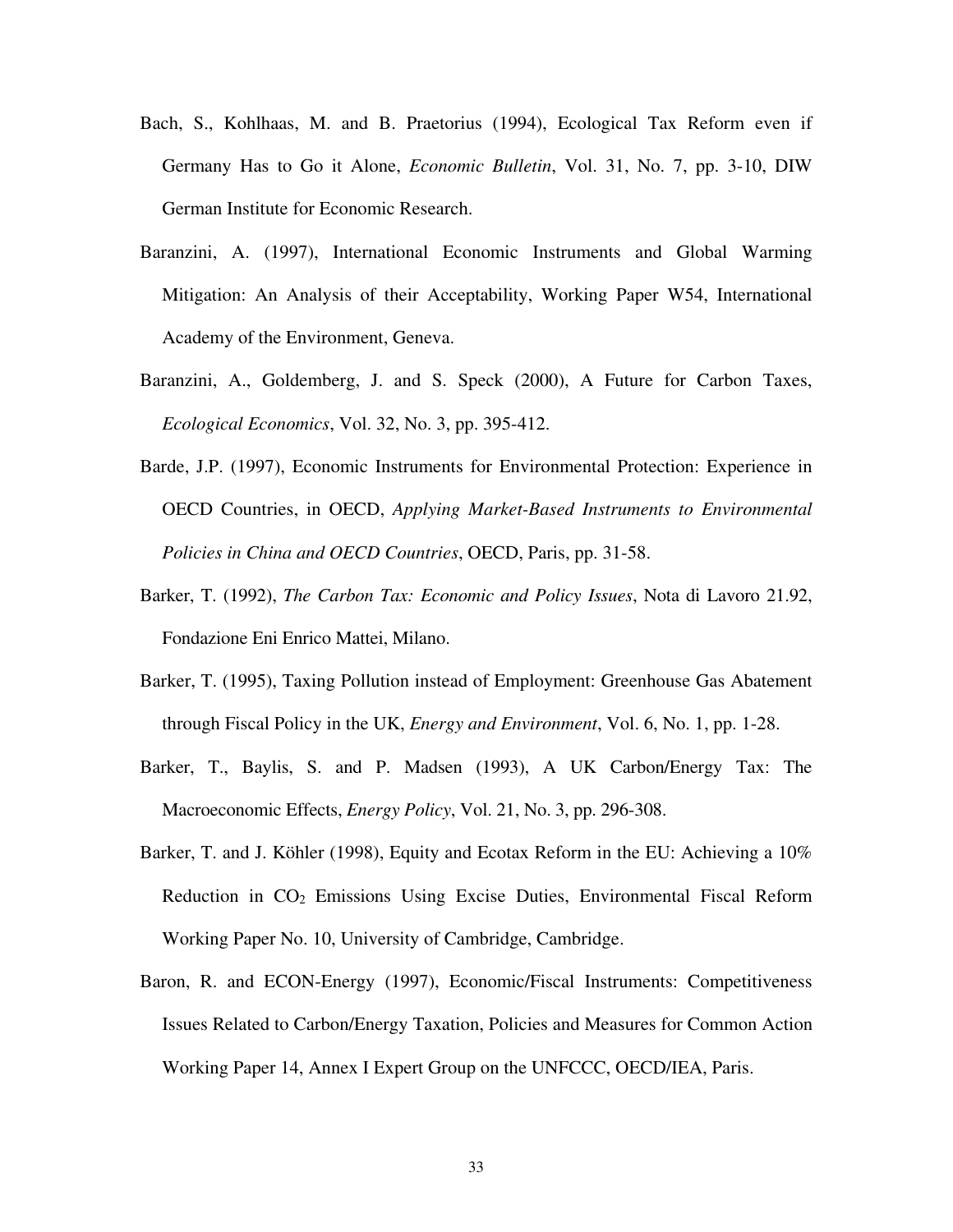Bach, S., Kohlhaas, M. and B. Praetorius (1994), Ecological Tax Reform even if Germany Has to Go it Alone, *Economic Bulletin*, Vol. 31, No. 7, pp. 3-10, DIW German Institute for Economic Research.

Baranzini, A. (1997), International Economic Instruments and Global Warming Mitigation: An Analysis of their Acceptability, Working Paper W54, International Academy of the Environment, Geneva.

Baranzini, A., Goldemberg, J. and S. Speck (2000), A Future for Carbon Taxes, *Ecological Economics*, Vol. 32, No. 3, pp. 395-412.

Barde, J.P. (1997), Economic Instruments for Environmental Protection: Experience in OECD Countries, in OECD, *Applying Market-Based Instruments to Environmental Policies in China and OECD Countries*, OECD, Paris, pp. 31-58.

Barker, T. (1992), *The Carbon Tax: Economic and Policy Issues*, Nota di Lavoro 21.92, Fondazione Eni Enrico Mattei, Milano.

Barker, T. (1995), Taxing Pollution instead of Employment: Greenhouse Gas Abatement through Fiscal Policy in the UK, *Energy and Environment*, Vol. 6, No. 1, pp. 1-28.

Barker, T., Baylis, S. and P. Madsen (1993), A UK Carbon/Energy Tax: The Macroeconomic Effects, *Energy Policy*, Vol. 21, No. 3, pp. 296-308.

Barker, T. and J. Köhler (1998), Equity and Ecotax Reform in the EU: Achieving a 10% Reduction in $CO_2$ Emissions Using Excise Duties, Environmental Fiscal Reform Working Paper No. 10, University of Cambridge, Cambridge.

Baron, R. and ECON-Energy (1997), Economic/Fiscal Instruments: Competitiveness Issues Related to Carbon/Energy Taxation, Policies and Measures for Common Action Working Paper 14, Annex I Expert Group on the UNFCCC, OECD/IEA, Paris.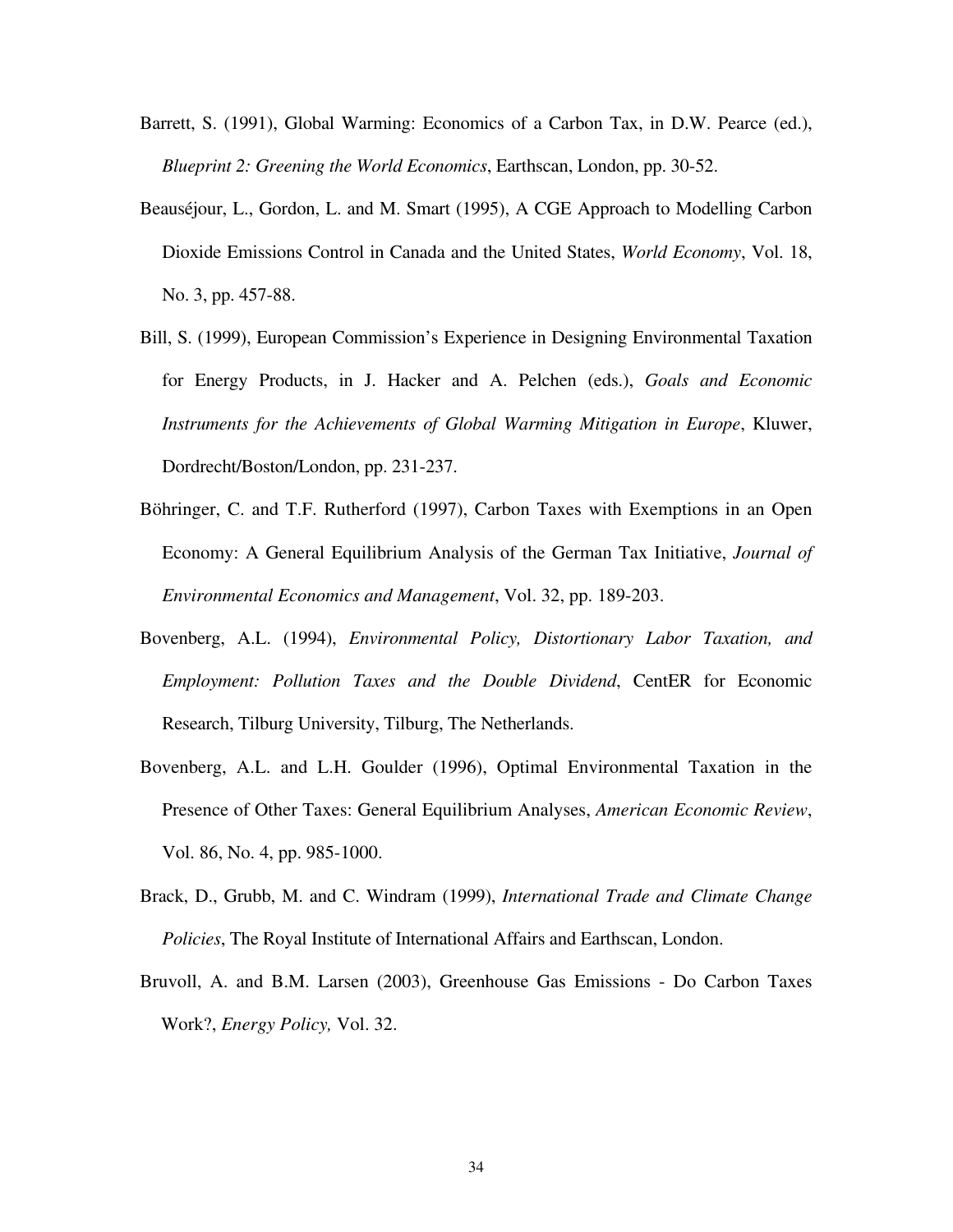Barrett, S. (1991), Global Warming: Economics of a Carbon Tax, in D.W. Pearce (ed.), *Blueprint 2: Greening the World Economics*, Earthscan, London, pp. 30-52.

Beauséjour, L., Gordon, L. and M. Smart (1995), A CGE Approach to Modelling Carbon Dioxide Emissions Control in Canada and the United States, *World Economy*, Vol. 18, No. 3, pp. 457-88.

Bill, S. (1999), European Commission's Experience in Designing Environmental Taxation for Energy Products, in J. Hacker and A. Pelchen (eds.), *Goals and Economic Instruments for the Achievements of Global Warming Mitigation in Europe*, Kluwer, Dordrecht/Boston/London, pp. 231-237.

Böhringer, C. and T.F. Rutherford (1997), Carbon Taxes with Exemptions in an Open Economy: A General Equilibrium Analysis of the German Tax Initiative, *Journal of Environmental Economics and Management*, Vol. 32, pp. 189-203.

Bovenberg, A.L. (1994), *Environmental Policy, Distortionary Labor Taxation, and Employment: Pollution Taxes and the Double Dividend*, CentER for Economic Research, Tilburg University, Tilburg, The Netherlands.

Bovenberg, A.L. and L.H. Goulder (1996), Optimal Environmental Taxation in the Presence of Other Taxes: General Equilibrium Analyses, *American Economic Review*, Vol. 86, No. 4, pp. 985-1000.

Brack, D., Grubb, M. and C. Windram (1999), *International Trade and Climate Change Policies*, The Royal Institute of International Affairs and Earthscan, London.

Bruvoll, A. and B.M. Larsen (2003), Greenhouse Gas Emissions - Do Carbon Taxes Work?, *Energy Policy,* Vol. 32.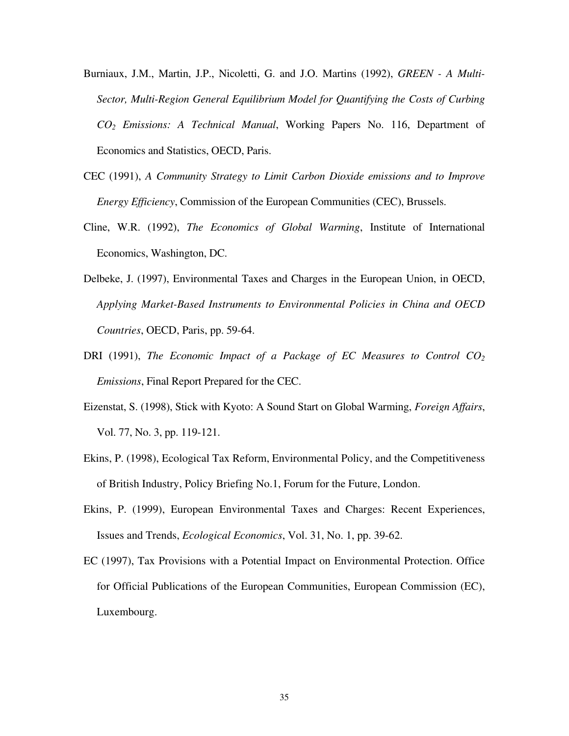Burniaux, J.M., Martin, J.P., Nicoletti, G. and J.O. Martins (1992), *GREEN - A Multi-Sector, Multi-Region General Equilibrium Model for Quantifying the Costs of Curbing $CO_2$ Emissions: A Technical Manual*, Working Papers No. 116, Department of Economics and Statistics, OECD, Paris.

CEC (1991), *A Community Strategy to Limit Carbon Dioxide emissions and to Improve Energy Efficiency*, Commission of the European Communities (CEC), Brussels.

Cline, W.R. (1992), *The Economics of Global Warming*, Institute of International Economics, Washington, DC.

Delbeke, J. (1997), Environmental Taxes and Charges in the European Union, in OECD, *Applying Market-Based Instruments to Environmental Policies in China and OECD Countries*, OECD, Paris, pp. 59-64.

DRI (1991), *The Economic Impact of a Package of EC Measures to Control $CO_2$ Emissions*, Final Report Prepared for the CEC.

Eizenstat, S. (1998), Stick with Kyoto: A Sound Start on Global Warming, *Foreign Affairs*, Vol. 77, No. 3, pp. 119-121.

Ekins, P. (1998), Ecological Tax Reform, Environmental Policy, and the Competitiveness of British Industry, Policy Briefing No.1, Forum for the Future, London.

Ekins, P. (1999), European Environmental Taxes and Charges: Recent Experiences, Issues and Trends, *Ecological Economics*, Vol. 31, No. 1, pp. 39-62.

EC (1997), Tax Provisions with a Potential Impact on Environmental Protection. Office for Official Publications of the European Communities, European Commission (EC), Luxembourg.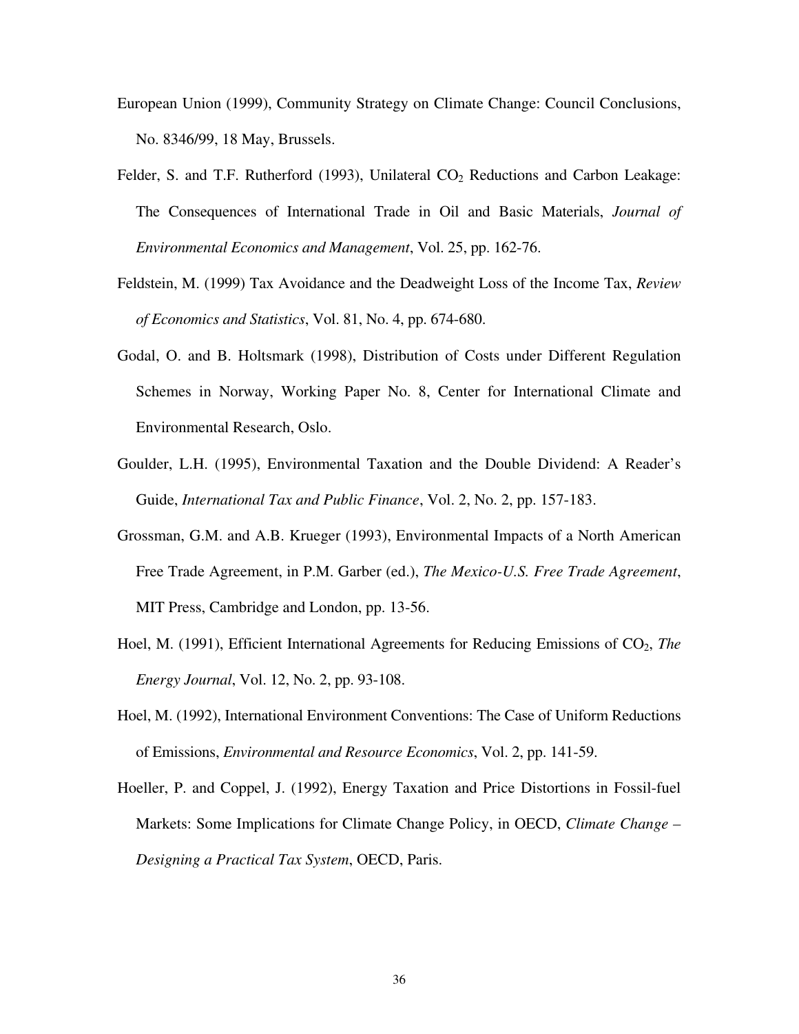European Union (1999), Community Strategy on Climate Change: Council Conclusions, No. 8346/99, 18 May, Brussels.

Felder, S. and T.F. Rutherford (1993), Unilateral $CO_2$ Reductions and Carbon Leakage: The Consequences of International Trade in Oil and Basic Materials, *Journal of Environmental Economics and Management*, Vol. 25, pp. 162-76.

Feldstein, M. (1999) Tax Avoidance and the Deadweight Loss of the Income Tax, *Review of Economics and Statistics*, Vol. 81, No. 4, pp. 674-680.

Godal, O. and B. Holtsmark (1998), Distribution of Costs under Different Regulation Schemes in Norway, Working Paper No. 8, Center for International Climate and Environmental Research, Oslo.

Goulder, L.H. (1995), Environmental Taxation and the Double Dividend: A Reader's Guide, *International Tax and Public Finance*, Vol. 2, No. 2, pp. 157-183.

Grossman, G.M. and A.B. Krueger (1993), Environmental Impacts of a North American Free Trade Agreement, in P.M. Garber (ed.), *The Mexico-U.S. Free Trade Agreement*, MIT Press, Cambridge and London, pp. 13-56.

Hoel, M. (1991), Efficient International Agreements for Reducing Emissions of $CO_2$, *The Energy Journal*, Vol. 12, No. 2, pp. 93-108.

Hoel, M. (1992), International Environment Conventions: The Case of Uniform Reductions of Emissions, *Environmental and Resource Economics*, Vol. 2, pp. 141-59.

Hoeller, P. and Coppel, J. (1992), Energy Taxation and Price Distortions in Fossil-fuel Markets: Some Implications for Climate Change Policy, in OECD, *Climate Change – Designing a Practical Tax System*, OECD, Paris.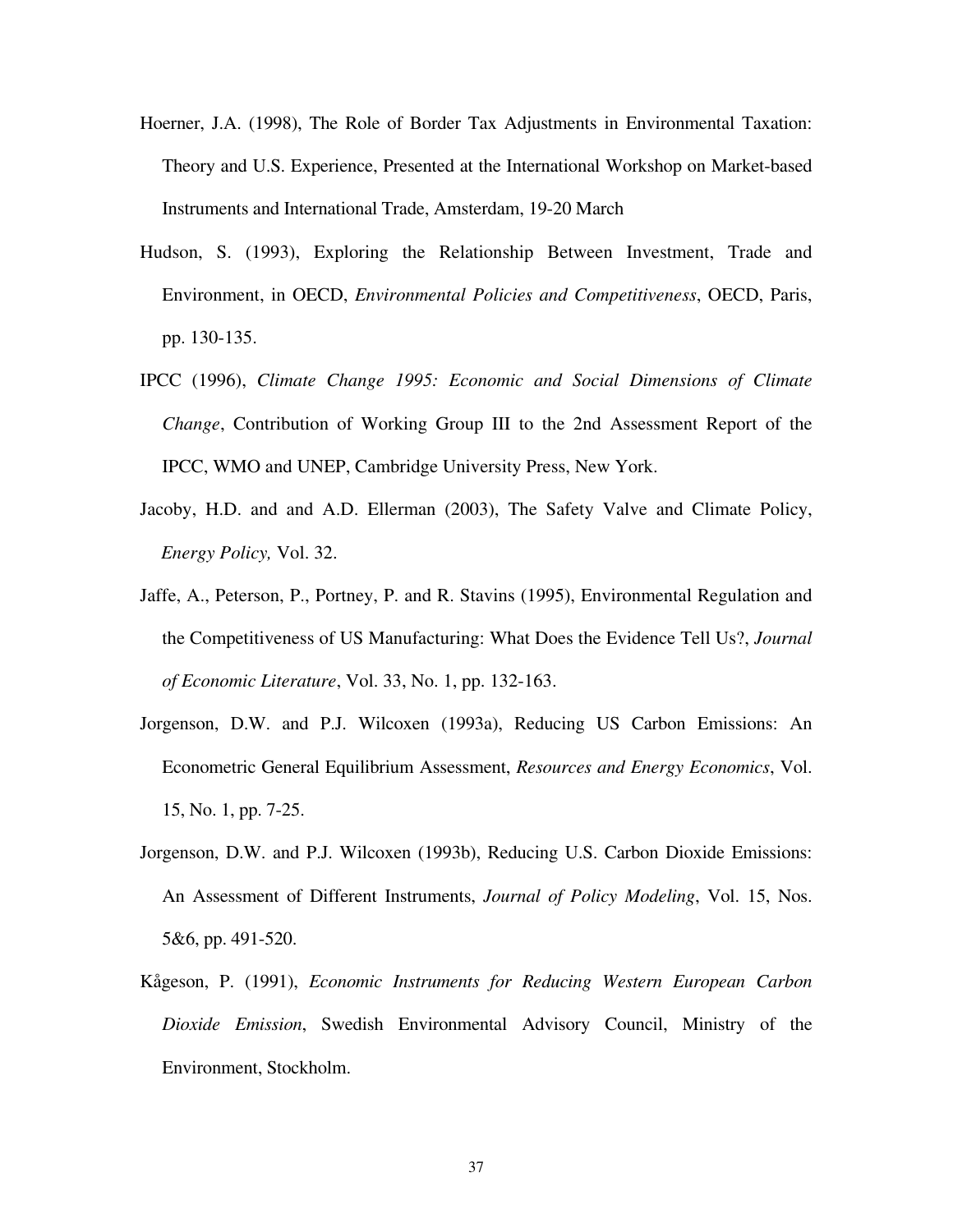Hoerner, J.A. (1998), The Role of Border Tax Adjustments in Environmental Taxation: Theory and U.S. Experience, Presented at the International Workshop on Market-based Instruments and International Trade, Amsterdam, 19-20 March

Hudson, S. (1993), Exploring the Relationship Between Investment, Trade and Environment, in OECD, *Environmental Policies and Competitiveness*, OECD, Paris, pp. 130-135.

IPCC (1996), *Climate Change 1995: Economic and Social Dimensions of Climate Change*, Contribution of Working Group III to the 2nd Assessment Report of the IPCC, WMO and UNEP, Cambridge University Press, New York.

Jacoby, H.D. and and A.D. Ellerman (2003), The Safety Valve and Climate Policy, *Energy Policy,* Vol. 32.

Jaffe, A., Peterson, P., Portney, P. and R. Stavins (1995), Environmental Regulation and the Competitiveness of US Manufacturing: What Does the Evidence Tell Us?, *Journal of Economic Literature*, Vol. 33, No. 1, pp. 132-163.

Jorgenson, D.W. and P.J. Wilcoxen (1993a), Reducing US Carbon Emissions: An Econometric General Equilibrium Assessment, *Resources and Energy Economics*, Vol. 15, No. 1, pp. 7-25.

Jorgenson, D.W. and P.J. Wilcoxen (1993b), Reducing U.S. Carbon Dioxide Emissions: An Assessment of Different Instruments, *Journal of Policy Modeling*, Vol. 15, Nos. 5&6, pp. 491-520.

Kågeson, P. (1991), *Economic Instruments for Reducing Western European Carbon Dioxide Emission*, Swedish Environmental Advisory Council, Ministry of the Environment, Stockholm.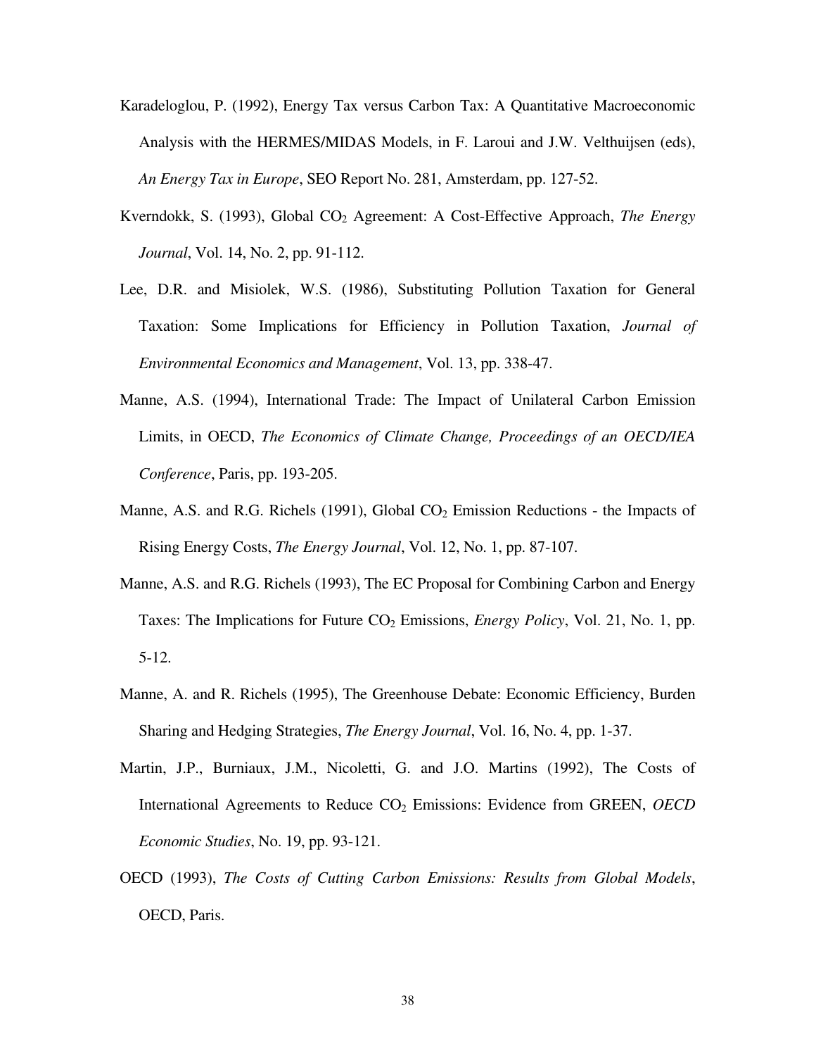Karadeloglou, P. (1992), Energy Tax versus Carbon Tax: A Quantitative Macroeconomic Analysis with the HERMES/MIDAS Models, in F. Laroui and J.W. Velthuijsen (eds), *An Energy Tax in Europe*, SEO Report No. 281, Amsterdam, pp. 127-52.

Kverndokk, S. (1993), Global $CO_2$ Agreement: A Cost-Effective Approach, *The Energy Journal*, Vol. 14, No. 2, pp. 91-112.

Lee, D.R. and Misiolek, W.S. (1986), Substituting Pollution Taxation for General Taxation: Some Implications for Efficiency in Pollution Taxation, *Journal of Environmental Economics and Management*, Vol. 13, pp. 338-47.

Manne, A.S. (1994), International Trade: The Impact of Unilateral Carbon Emission Limits, in OECD, *The Economics of Climate Change, Proceedings of an OECD/IEA Conference*, Paris, pp. 193-205.

Manne, A.S. and R.G. Richels (1991), Global $CO_2$ Emission Reductions - the Impacts of Rising Energy Costs, *The Energy Journal*, Vol. 12, No. 1, pp. 87-107.

Manne, A.S. and R.G. Richels (1993), The EC Proposal for Combining Carbon and Energy Taxes: The Implications for Future $CO_2$ Emissions, *Energy Policy*, Vol. 21, No. 1, pp. 5-12.

Manne, A. and R. Richels (1995), The Greenhouse Debate: Economic Efficiency, Burden Sharing and Hedging Strategies, *The Energy Journal*, Vol. 16, No. 4, pp. 1-37.

Martin, J.P., Burniaux, J.M., Nicoletti, G. and J.O. Martins (1992), The Costs of International Agreements to Reduce $CO_2$ Emissions: Evidence from GREEN, *OECD Economic Studies*, No. 19, pp. 93-121.

OECD (1993), *The Costs of Cutting Carbon Emissions: Results from Global Models*, OECD, Paris.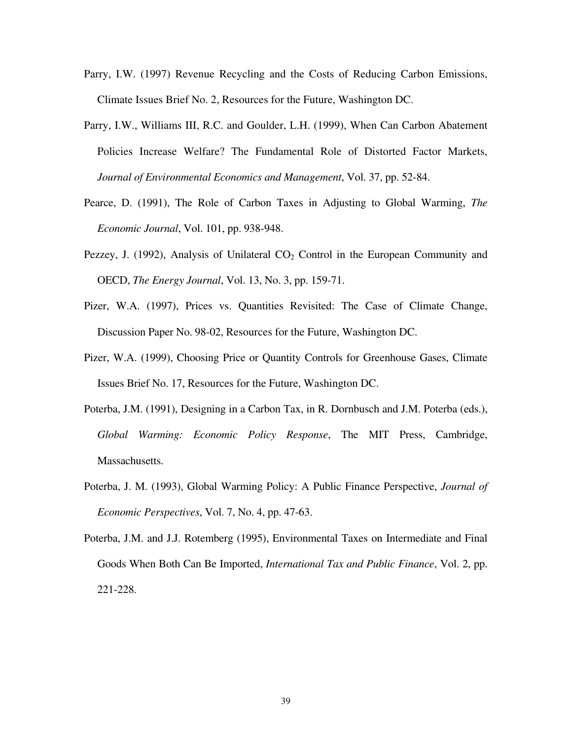Parry, I.W. (1997) Revenue Recycling and the Costs of Reducing Carbon Emissions, Climate Issues Brief No. 2, Resources for the Future, Washington DC.

Parry, I.W., Williams III, R.C. and Goulder, L.H. (1999), When Can Carbon Abatement Policies Increase Welfare? The Fundamental Role of Distorted Factor Markets, *Journal of Environmental Economics and Management*, Vol. 37, pp. 52-84.

Pearce, D. (1991), The Role of Carbon Taxes in Adjusting to Global Warming, *The Economic Journal*, Vol. 101, pp. 938-948.

Pezzey, J. (1992), Analysis of Unilateral $CO_2$ Control in the European Community and OECD, *The Energy Journal*, Vol. 13, No. 3, pp. 159-71.

Pizer, W.A. (1997), Prices vs. Quantities Revisited: The Case of Climate Change, Discussion Paper No. 98-02, Resources for the Future, Washington DC.

Pizer, W.A. (1999), Choosing Price or Quantity Controls for Greenhouse Gases, Climate Issues Brief No. 17, Resources for the Future, Washington DC.

Poterba, J.M. (1991), Designing in a Carbon Tax, in R. Dornbusch and J.M. Poterba (eds.), *Global Warming: Economic Policy Response*, The MIT Press, Cambridge, Massachusetts.

Poterba, J. M. (1993), Global Warming Policy: A Public Finance Perspective, *Journal of Economic Perspectives*, Vol. 7, No. 4, pp. 47-63.

Poterba, J.M. and J.J. Rotemberg (1995), Environmental Taxes on Intermediate and Final Goods When Both Can Be Imported, *International Tax and Public Finance*, Vol. 2, pp. 221-228.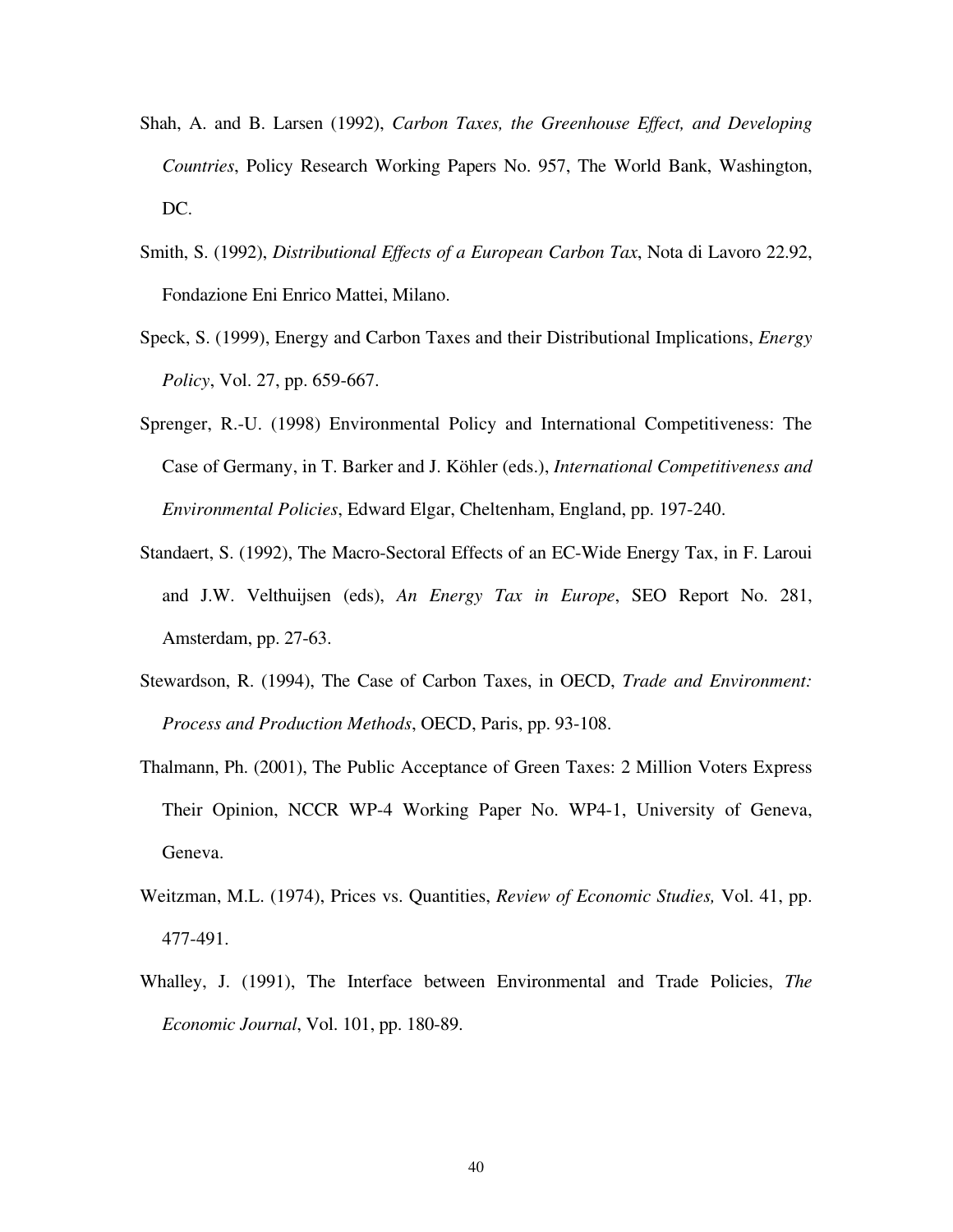Shah, A. and B. Larsen (1992), *Carbon Taxes, the Greenhouse Effect, and Developing Countries*, Policy Research Working Papers No. 957, The World Bank, Washington, DC.

Smith, S. (1992), *Distributional Effects of a European Carbon Tax*, Nota di Lavoro 22.92, Fondazione Eni Enrico Mattei, Milano.

Speck, S. (1999), Energy and Carbon Taxes and their Distributional Implications, *Energy Policy*, Vol. 27, pp. 659-667.

Sprenger, R.-U. (1998) Environmental Policy and International Competitiveness: The Case of Germany, in T. Barker and J. Köhler (eds.), *International Competitiveness and Environmental Policies*, Edward Elgar, Cheltenham, England, pp. 197-240.

Standaert, S. (1992), The Macro-Sectoral Effects of an EC-Wide Energy Tax, in F. Laroui and J.W. Velthuijsen (eds), *An Energy Tax in Europe*, SEO Report No. 281, Amsterdam, pp. 27-63.

Stewardson, R. (1994), The Case of Carbon Taxes, in OECD, *Trade and Environment: Process and Production Methods*, OECD, Paris, pp. 93-108.

Thalmann, Ph. (2001), The Public Acceptance of Green Taxes: 2 Million Voters Express Their Opinion, NCCR WP-4 Working Paper No. WP4-1, University of Geneva, Geneva.

Weitzman, M.L. (1974), Prices vs. Quantities, *Review of Economic Studies,* Vol. 41, pp. 477-491.

Whalley, J. (1991), The Interface between Environmental and Trade Policies, *The Economic Journal*, Vol. 101, pp. 180-89.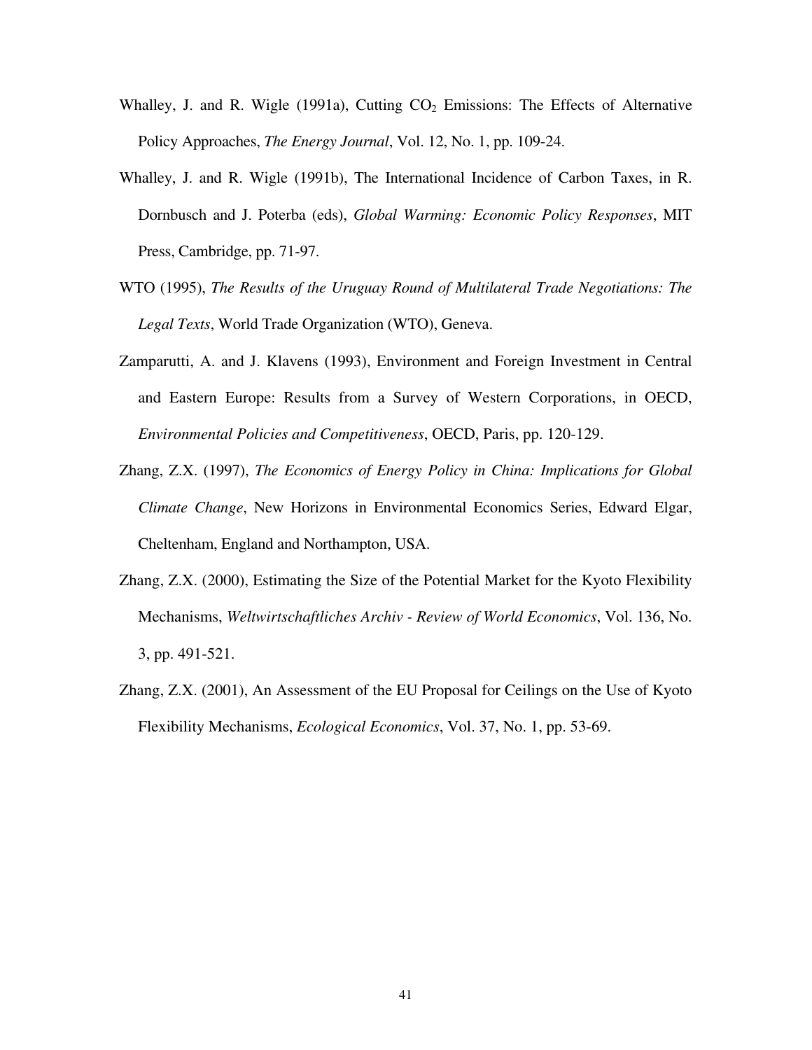Whalley, J. and R. Wigle (1991a), Cutting $CO_2$ Emissions: The Effects of Alternative Policy Approaches, *The Energy Journal*, Vol. 12, No. 1, pp. 109-24.

Whalley, J. and R. Wigle (1991b), The International Incidence of Carbon Taxes, in R. Dornbusch and J. Poterba (eds), *Global Warming: Economic Policy Responses*, MIT Press, Cambridge, pp. 71-97.

WTO (1995), *The Results of the Uruguay Round of Multilateral Trade Negotiations: The Legal Texts*, World Trade Organization (WTO), Geneva.

Zamparutti, A. and J. Klavens (1993), Environment and Foreign Investment in Central and Eastern Europe: Results from a Survey of Western Corporations, in OECD, *Environmental Policies and Competitiveness*, OECD, Paris, pp. 120-129.

Zhang, Z.X. (1997), *The Economics of Energy Policy in China: Implications for Global Climate Change*, New Horizons in Environmental Economics Series, Edward Elgar, Cheltenham, England and Northampton, USA.

Zhang, Z.X. (2000), Estimating the Size of the Potential Market for the Kyoto Flexibility Mechanisms, *Weltwirtschaftliches Archiv - Review of World Economics*, Vol. 136, No. 3, pp. 491-521.

Zhang, Z.X. (2001), An Assessment of the EU Proposal for Ceilings on the Use of Kyoto Flexibility Mechanisms, *Ecological Economics*, Vol. 37, No. 1, pp. 53-69.